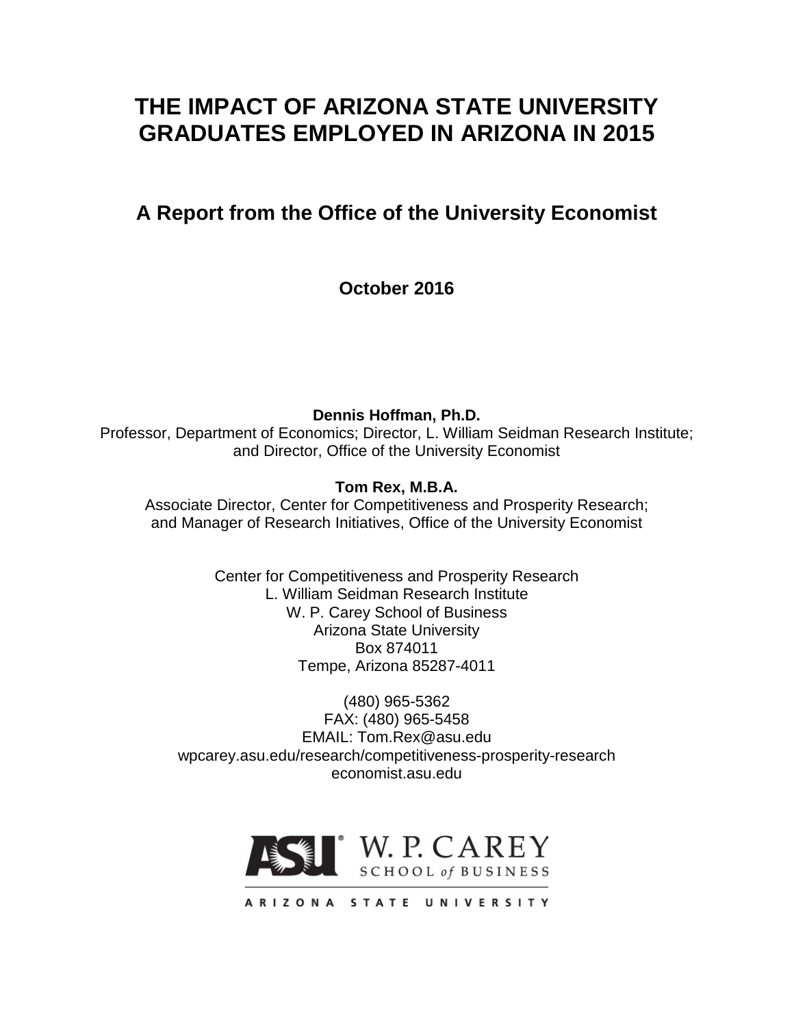# THE IMPACT OF ARIZONA STATE UNIVERSITY GRADUATES EMPLOYED IN ARIZONA IN 2015

## A Report from the Office of the University Economist

**October 2016**

**Dennis Hoffman, Ph.D.**
Professor, Department of Economics; Director, L. William Seidman Research Institute; and Director, Office of the University Economist

**Tom Rex, M.B.A.**
Associate Director, Center for Competitiveness and Prosperity Research; and Manager of Research Initiatives, Office of the University Economist

Center for Competitiveness and Prosperity Research
L. William Seidman Research Institute
W. P. Carey School of Business
Arizona State University
Box 874011
Tempe, Arizona 85287-4011

(480) 965-5362
FAX: (480) 965-5458
EMAIL: Tom.Rex@asu.edu
wpcarey.asu.edu/research/competitiveness-prosperity-research
economist.asu.edu

ASU W. P. CAREY SCHOOL of BUSINESS
ARIZONA STATE UNIVERSITY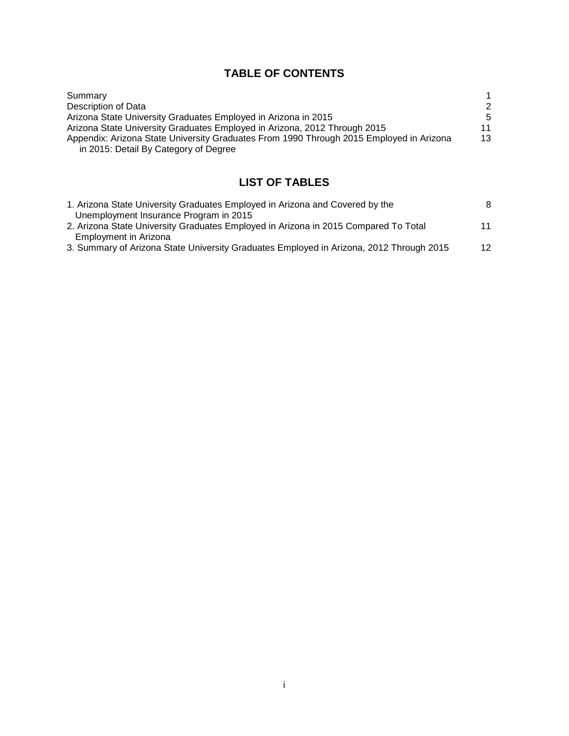# TABLE OF CONTENTS

| | |
|---|---|
| Summary | 1 |
| Description of Data | 2 |
| Arizona State University Graduates Employed in Arizona in 2015 | 5 |
| Arizona State University Graduates Employed in Arizona, 2012 Through 2015 | 11 |
| Appendix: Arizona State University Graduates From 1990 Through 2015 Employed in Arizona in 2015: Detail By Category of Degree | 13 |

# LIST OF TABLES

| | |
|---|---|
| 1. Arizona State University Graduates Employed in Arizona and Covered by the Unemployment Insurance Program in 2015 | 8 |
| 2. Arizona State University Graduates Employed in Arizona in 2015 Compared To Total Employment in Arizona | 11 |
| 3. Summary of Arizona State University Graduates Employed in Arizona, 2012 Through 2015 | 12 |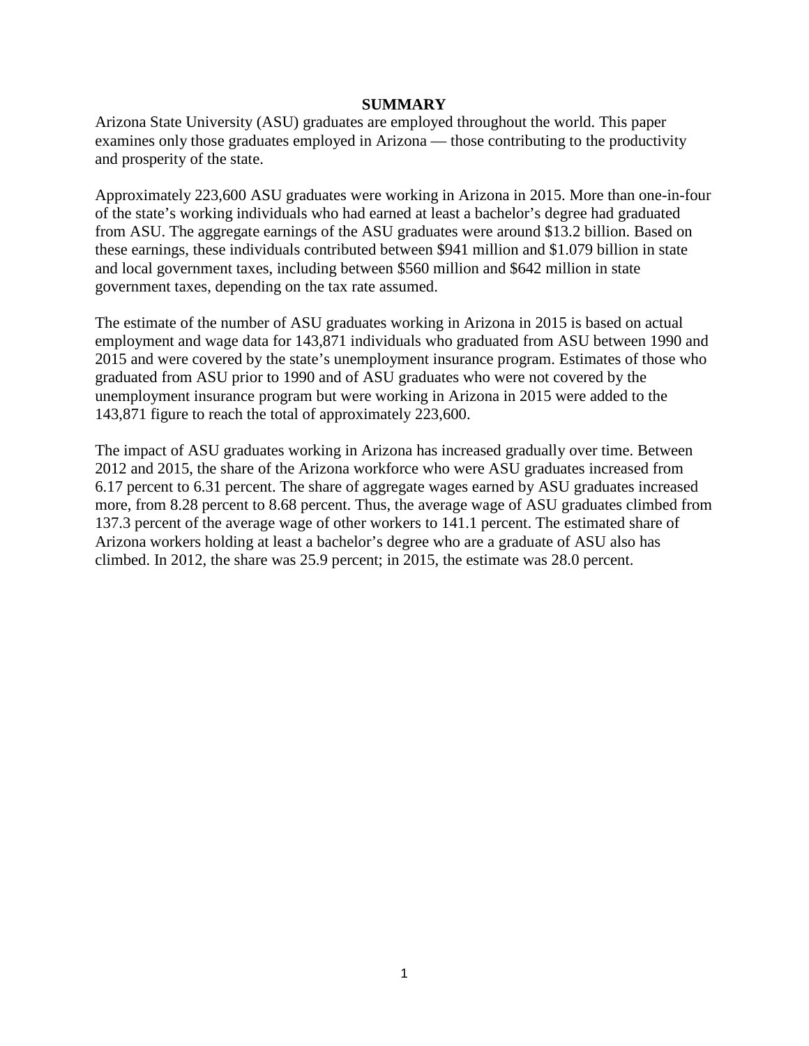# SUMMARY

Arizona State University (ASU) graduates are employed throughout the world. This paper examines only those graduates employed in Arizona — those contributing to the productivity and prosperity of the state.

Approximately 223,600 ASU graduates were working in Arizona in 2015. More than one-in-four of the state's working individuals who had earned at least a bachelor's degree had graduated from ASU. The aggregate earnings of the ASU graduates were around $13.2 billion. Based on these earnings, these individuals contributed between $941 million and $1.079 billion in state and local government taxes, including between $560 million and $642 million in state government taxes, depending on the tax rate assumed.

The estimate of the number of ASU graduates working in Arizona in 2015 is based on actual employment and wage data for 143,871 individuals who graduated from ASU between 1990 and 2015 and were covered by the state's unemployment insurance program. Estimates of those who graduated from ASU prior to 1990 and of ASU graduates who were not covered by the unemployment insurance program but were working in Arizona in 2015 were added to the 143,871 figure to reach the total of approximately 223,600.

The impact of ASU graduates working in Arizona has increased gradually over time. Between 2012 and 2015, the share of the Arizona workforce who were ASU graduates increased from 6.17 percent to 6.31 percent. The share of aggregate wages earned by ASU graduates increased more, from 8.28 percent to 8.68 percent. Thus, the average wage of ASU graduates climbed from 137.3 percent of the average wage of other workers to 141.1 percent. The estimated share of Arizona workers holding at least a bachelor's degree who are a graduate of ASU also has climbed. In 2012, the share was 25.9 percent; in 2015, the estimate was 28.0 percent.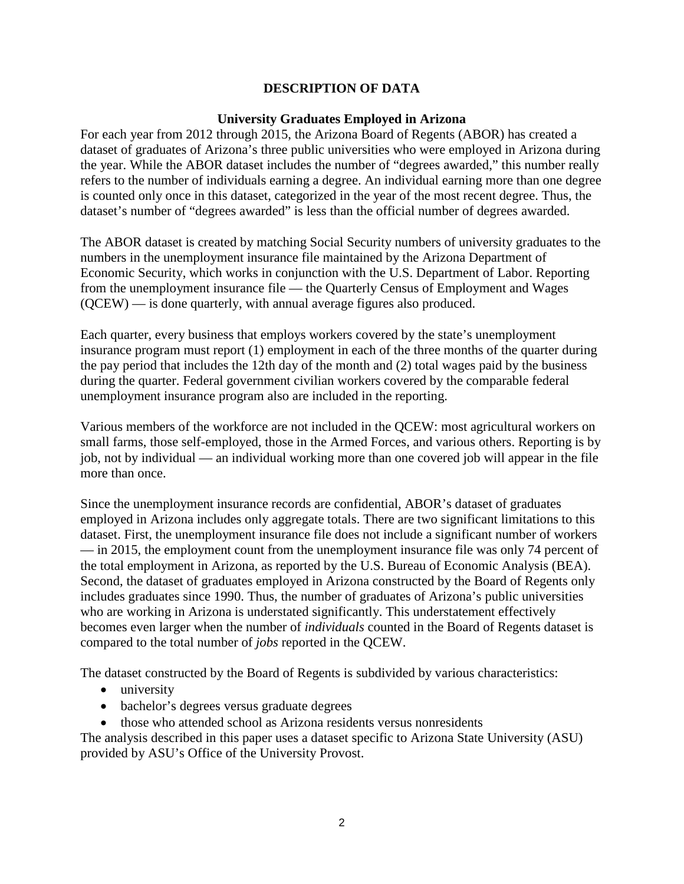## DESCRIPTION OF DATA

### University Graduates Employed in Arizona

For each year from 2012 through 2015, the Arizona Board of Regents (ABOR) has created a dataset of graduates of Arizona's three public universities who were employed in Arizona during the year. While the ABOR dataset includes the number of "degrees awarded," this number really refers to the number of individuals earning a degree. An individual earning more than one degree is counted only once in this dataset, categorized in the year of the most recent degree. Thus, the dataset's number of "degrees awarded" is less than the official number of degrees awarded.

The ABOR dataset is created by matching Social Security numbers of university graduates to the numbers in the unemployment insurance file maintained by the Arizona Department of Economic Security, which works in conjunction with the U.S. Department of Labor. Reporting from the unemployment insurance file — the Quarterly Census of Employment and Wages (QCEW) — is done quarterly, with annual average figures also produced.

Each quarter, every business that employs workers covered by the state's unemployment insurance program must report (1) employment in each of the three months of the quarter during the pay period that includes the 12th day of the month and (2) total wages paid by the business during the quarter. Federal government civilian workers covered by the comparable federal unemployment insurance program also are included in the reporting.

Various members of the workforce are not included in the QCEW: most agricultural workers on small farms, those self-employed, those in the Armed Forces, and various others. Reporting is by job, not by individual — an individual working more than one covered job will appear in the file more than once.

Since the unemployment insurance records are confidential, ABOR's dataset of graduates employed in Arizona includes only aggregate totals. There are two significant limitations to this dataset. First, the unemployment insurance file does not include a significant number of workers — in 2015, the employment count from the unemployment insurance file was only 74 percent of the total employment in Arizona, as reported by the U.S. Bureau of Economic Analysis (BEA). Second, the dataset of graduates employed in Arizona constructed by the Board of Regents only includes graduates since 1990. Thus, the number of graduates of Arizona's public universities who are working in Arizona is understated significantly. This understatement effectively becomes even larger when the number of *individuals* counted in the Board of Regents dataset is compared to the total number of *jobs* reported in the QCEW.

The dataset constructed by the Board of Regents is subdivided by various characteristics:

- university
- bachelor's degrees versus graduate degrees
- those who attended school as Arizona residents versus nonresidents

The analysis described in this paper uses a dataset specific to Arizona State University (ASU) provided by ASU's Office of the University Provost.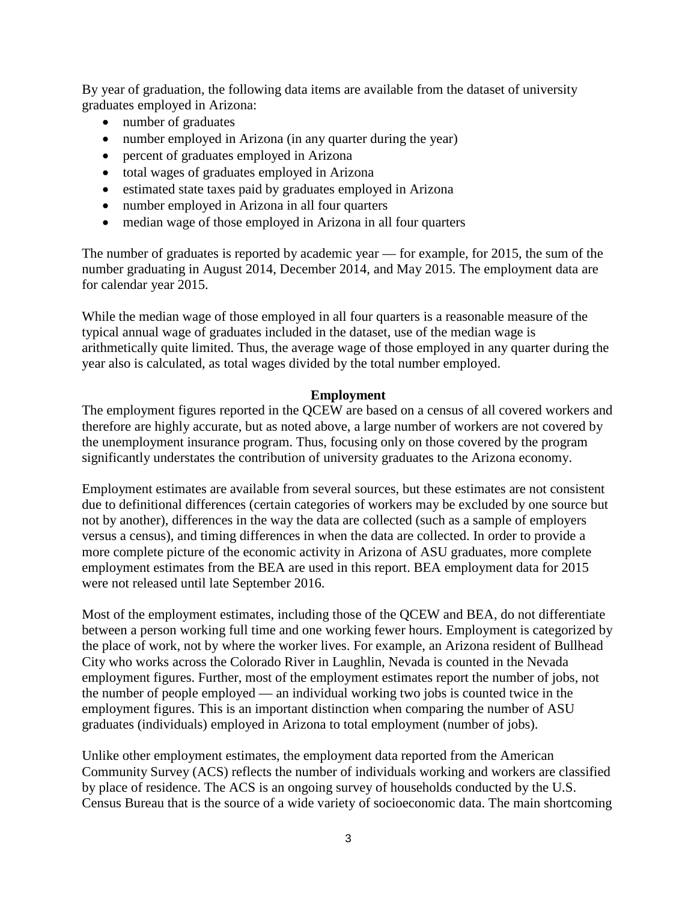By year of graduation, the following data items are available from the dataset of university graduates employed in Arizona:

- number of graduates
- number employed in Arizona (in any quarter during the year)
- percent of graduates employed in Arizona
- total wages of graduates employed in Arizona
- estimated state taxes paid by graduates employed in Arizona
- number employed in Arizona in all four quarters
- median wage of those employed in Arizona in all four quarters

The number of graduates is reported by academic year — for example, for 2015, the sum of the number graduating in August 2014, December 2014, and May 2015. The employment data are for calendar year 2015.

While the median wage of those employed in all four quarters is a reasonable measure of the typical annual wage of graduates included in the dataset, use of the median wage is arithmetically quite limited. Thus, the average wage of those employed in any quarter during the year also is calculated, as total wages divided by the total number employed.

## Employment

The employment figures reported in the QCEW are based on a census of all covered workers and therefore are highly accurate, but as noted above, a large number of workers are not covered by the unemployment insurance program. Thus, focusing only on those covered by the program significantly understates the contribution of university graduates to the Arizona economy.

Employment estimates are available from several sources, but these estimates are not consistent due to definitional differences (certain categories of workers may be excluded by one source but not by another), differences in the way the data are collected (such as a sample of employers versus a census), and timing differences in when the data are collected. In order to provide a more complete picture of the economic activity in Arizona of ASU graduates, more complete employment estimates from the BEA are used in this report. BEA employment data for 2015 were not released until late September 2016.

Most of the employment estimates, including those of the QCEW and BEA, do not differentiate between a person working full time and one working fewer hours. Employment is categorized by the place of work, not by where the worker lives. For example, an Arizona resident of Bullhead City who works across the Colorado River in Laughlin, Nevada is counted in the Nevada employment figures. Further, most of the employment estimates report the number of jobs, not the number of people employed — an individual working two jobs is counted twice in the employment figures. This is an important distinction when comparing the number of ASU graduates (individuals) employed in Arizona to total employment (number of jobs).

Unlike other employment estimates, the employment data reported from the American Community Survey (ACS) reflects the number of individuals working and workers are classified by place of residence. The ACS is an ongoing survey of households conducted by the U.S. Census Bureau that is the source of a wide variety of socioeconomic data. The main shortcoming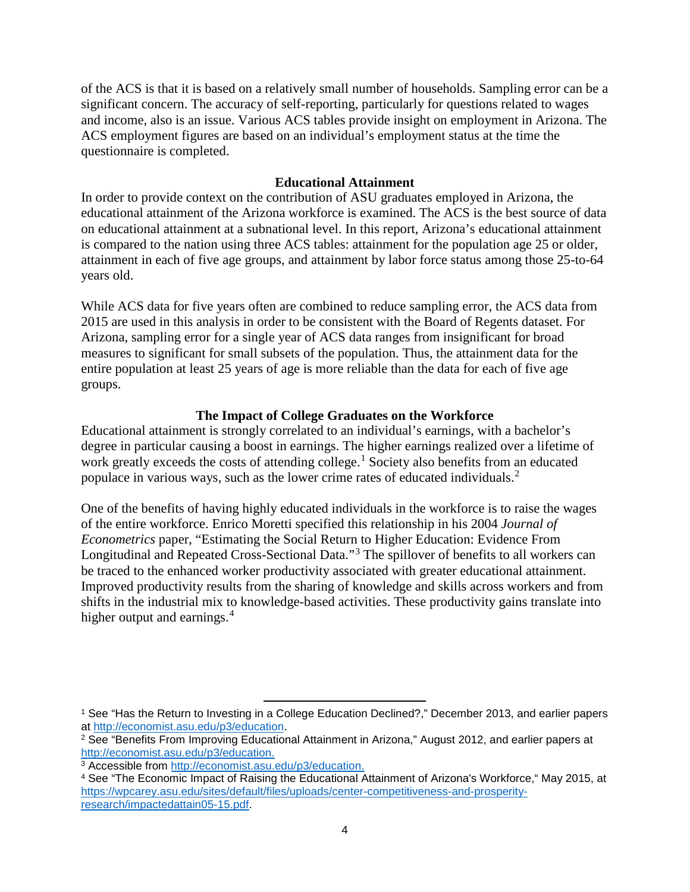of the ACS is that it is based on a relatively small number of households. Sampling error can be a significant concern. The accuracy of self-reporting, particularly for questions related to wages and income, also is an issue. Various ACS tables provide insight on employment in Arizona. The ACS employment figures are based on an individual's employment status at the time the questionnaire is completed.

## Educational Attainment

In order to provide context on the contribution of ASU graduates employed in Arizona, the educational attainment of the Arizona workforce is examined. The ACS is the best source of data on educational attainment at a subnational level. In this report, Arizona's educational attainment is compared to the nation using three ACS tables: attainment for the population age 25 or older, attainment in each of five age groups, and attainment by labor force status among those 25-to-64 years old.

While ACS data for five years often are combined to reduce sampling error, the ACS data from 2015 are used in this analysis in order to be consistent with the Board of Regents dataset. For Arizona, sampling error for a single year of ACS data ranges from insignificant for broad measures to significant for small subsets of the population. Thus, the attainment data for the entire population at least 25 years of age is more reliable than the data for each of five age groups.

## The Impact of College Graduates on the Workforce

Educational attainment is strongly correlated to an individual's earnings, with a bachelor's degree in particular causing a boost in earnings. The higher earnings realized over a lifetime of work greatly exceeds the costs of attending college.[1] Society also benefits from an educated populace in various ways, such as the lower crime rates of educated individuals.[2]

One of the benefits of having highly educated individuals in the workforce is to raise the wages of the entire workforce. Enrico Moretti specified this relationship in his 2004 *Journal of Econometrics* paper, "Estimating the Social Return to Higher Education: Evidence From Longitudinal and Repeated Cross-Sectional Data."[3] The spillover of benefits to all workers can be traced to the enhanced worker productivity associated with greater educational attainment. Improved productivity results from the sharing of knowledge and skills across workers and from shifts in the industrial mix to knowledge-based activities. These productivity gains translate into higher output and earnings.[4]

---

[1] See "Has the Return to Investing in a College Education Declined?," December 2013, and earlier papers at http://economist.asu.edu/p3/education.

[2] See "Benefits From Improving Educational Attainment in Arizona," August 2012, and earlier papers at http://economist.asu.edu/p3/education.

[3] Accessible from http://economist.asu.edu/p3/education.

[4] See "The Economic Impact of Raising the Educational Attainment of Arizona's Workforce," May 2015, at https://wpcarey.asu.edu/sites/default/files/uploads/center-competitiveness-and-prosperity-research/impactedattain05-15.pdf.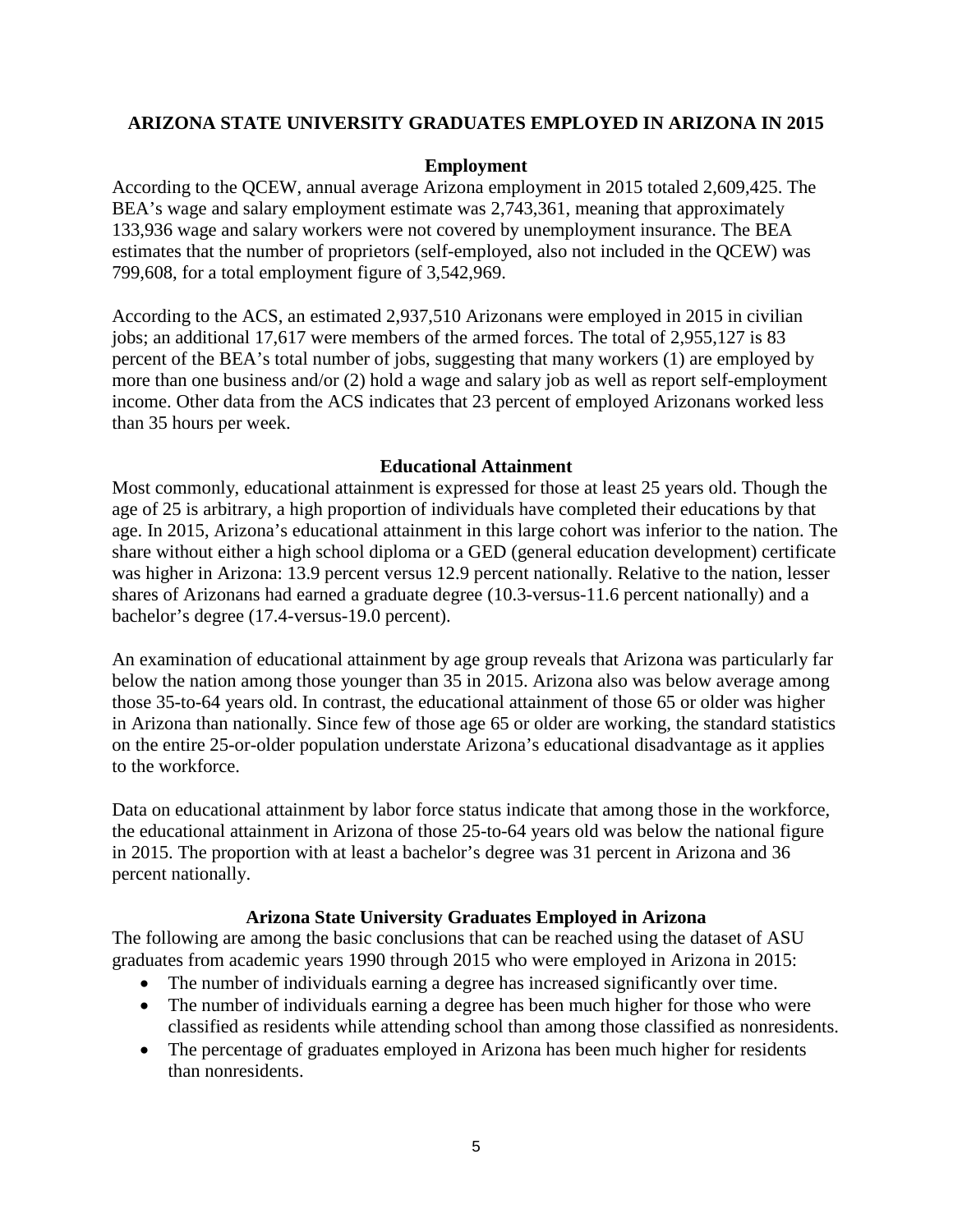# ARIZONA STATE UNIVERSITY GRADUATES EMPLOYED IN ARIZONA IN 2015

## Employment

According to the QCEW, annual average Arizona employment in 2015 totaled 2,609,425. The BEA's wage and salary employment estimate was 2,743,361, meaning that approximately 133,936 wage and salary workers were not covered by unemployment insurance. The BEA estimates that the number of proprietors (self-employed, also not included in the QCEW) was 799,608, for a total employment figure of 3,542,969.

According to the ACS, an estimated 2,937,510 Arizonans were employed in 2015 in civilian jobs; an additional 17,617 were members of the armed forces. The total of 2,955,127 is 83 percent of the BEA's total number of jobs, suggesting that many workers (1) are employed by more than one business and/or (2) hold a wage and salary job as well as report self-employment income. Other data from the ACS indicates that 23 percent of employed Arizonans worked less than 35 hours per week.

## Educational Attainment

Most commonly, educational attainment is expressed for those at least 25 years old. Though the age of 25 is arbitrary, a high proportion of individuals have completed their educations by that age. In 2015, Arizona's educational attainment in this large cohort was inferior to the nation. The share without either a high school diploma or a GED (general education development) certificate was higher in Arizona: 13.9 percent versus 12.9 percent nationally. Relative to the nation, lesser shares of Arizonans had earned a graduate degree (10.3-versus-11.6 percent nationally) and a bachelor's degree (17.4-versus-19.0 percent).

An examination of educational attainment by age group reveals that Arizona was particularly far below the nation among those younger than 35 in 2015. Arizona also was below average among those 35-to-64 years old. In contrast, the educational attainment of those 65 or older was higher in Arizona than nationally. Since few of those age 65 or older are working, the standard statistics on the entire 25-or-older population understate Arizona's educational disadvantage as it applies to the workforce.

Data on educational attainment by labor force status indicate that among those in the workforce, the educational attainment in Arizona of those 25-to-64 years old was below the national figure in 2015. The proportion with at least a bachelor's degree was 31 percent in Arizona and 36 percent nationally.

## Arizona State University Graduates Employed in Arizona

The following are among the basic conclusions that can be reached using the dataset of ASU graduates from academic years 1990 through 2015 who were employed in Arizona in 2015:

- The number of individuals earning a degree has increased significantly over time.
- The number of individuals earning a degree has been much higher for those who were classified as residents while attending school than among those classified as nonresidents.
- The percentage of graduates employed in Arizona has been much higher for residents than nonresidents.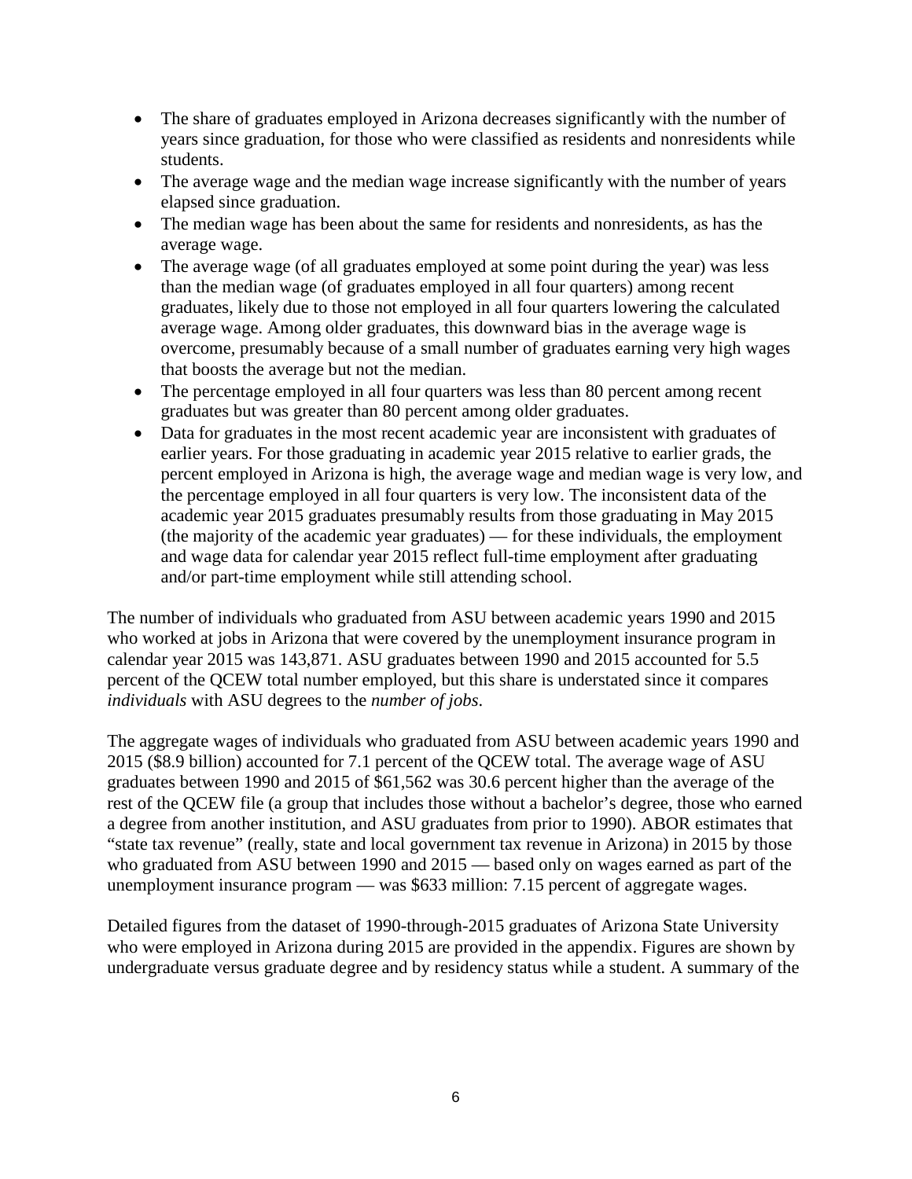- The share of graduates employed in Arizona decreases significantly with the number of years since graduation, for those who were classified as residents and nonresidents while students.
- The average wage and the median wage increase significantly with the number of years elapsed since graduation.
- The median wage has been about the same for residents and nonresidents, as has the average wage.
- The average wage (of all graduates employed at some point during the year) was less than the median wage (of graduates employed in all four quarters) among recent graduates, likely due to those not employed in all four quarters lowering the calculated average wage. Among older graduates, this downward bias in the average wage is overcome, presumably because of a small number of graduates earning very high wages that boosts the average but not the median.
- The percentage employed in all four quarters was less than 80 percent among recent graduates but was greater than 80 percent among older graduates.
- Data for graduates in the most recent academic year are inconsistent with graduates of earlier years. For those graduating in academic year 2015 relative to earlier grads, the percent employed in Arizona is high, the average wage and median wage is very low, and the percentage employed in all four quarters is very low. The inconsistent data of the academic year 2015 graduates presumably results from those graduating in May 2015 (the majority of the academic year graduates) — for these individuals, the employment and wage data for calendar year 2015 reflect full-time employment after graduating and/or part-time employment while still attending school.

The number of individuals who graduated from ASU between academic years 1990 and 2015 who worked at jobs in Arizona that were covered by the unemployment insurance program in calendar year 2015 was 143,871. ASU graduates between 1990 and 2015 accounted for 5.5 percent of the QCEW total number employed, but this share is understated since it compares *individuals* with ASU degrees to the *number of jobs*.

The aggregate wages of individuals who graduated from ASU between academic years 1990 and 2015 ($8.9 billion) accounted for 7.1 percent of the QCEW total. The average wage of ASU graduates between 1990 and 2015 of $61,562 was 30.6 percent higher than the average of the rest of the QCEW file (a group that includes those without a bachelor's degree, those who earned a degree from another institution, and ASU graduates from prior to 1990). ABOR estimates that "state tax revenue" (really, state and local government tax revenue in Arizona) in 2015 by those who graduated from ASU between 1990 and 2015 — based only on wages earned as part of the unemployment insurance program — was $633 million: 7.15 percent of aggregate wages.

Detailed figures from the dataset of 1990-through-2015 graduates of Arizona State University who were employed in Arizona during 2015 are provided in the appendix. Figures are shown by undergraduate versus graduate degree and by residency status while a student. A summary of the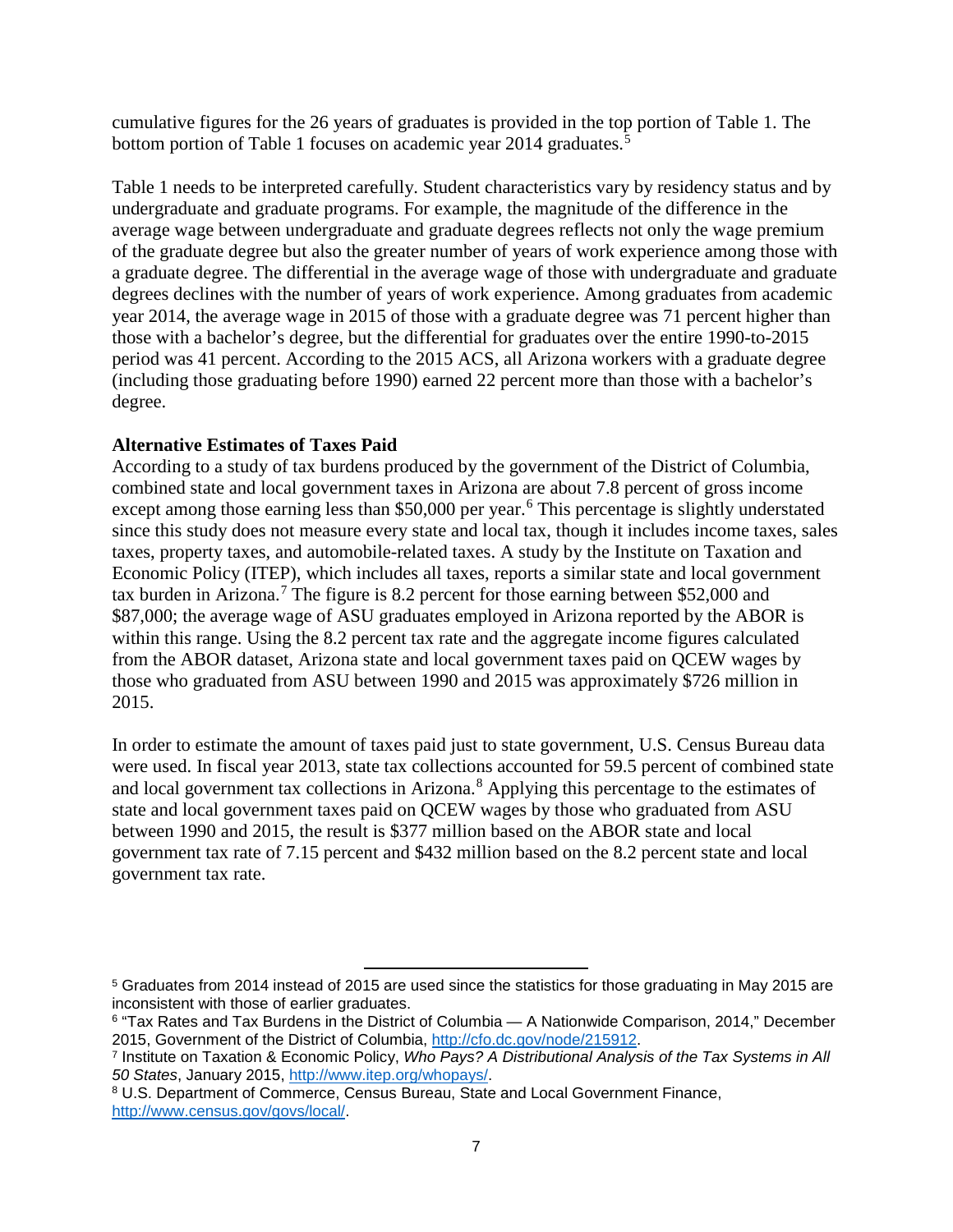cumulative figures for the 26 years of graduates is provided in the top portion of Table 1. The bottom portion of Table 1 focuses on academic year 2014 graduates.[5]

Table 1 needs to be interpreted carefully. Student characteristics vary by residency status and by undergraduate and graduate programs. For example, the magnitude of the difference in the average wage between undergraduate and graduate degrees reflects not only the wage premium of the graduate degree but also the greater number of years of work experience among those with a graduate degree. The differential in the average wage of those with undergraduate and graduate degrees declines with the number of years of work experience. Among graduates from academic year 2014, the average wage in 2015 of those with a graduate degree was 71 percent higher than those with a bachelor's degree, but the differential for graduates over the entire 1990-to-2015 period was 41 percent. According to the 2015 ACS, all Arizona workers with a graduate degree (including those graduating before 1990) earned 22 percent more than those with a bachelor's degree.

**Alternative Estimates of Taxes Paid**

According to a study of tax burdens produced by the government of the District of Columbia, combined state and local government taxes in Arizona are about 7.8 percent of gross income except among those earning less than $50,000 per year.[6] This percentage is slightly understated since this study does not measure every state and local tax, though it includes income taxes, sales taxes, property taxes, and automobile-related taxes. A study by the Institute on Taxation and Economic Policy (ITEP), which includes all taxes, reports a similar state and local government tax burden in Arizona.[7] The figure is 8.2 percent for those earning between $52,000 and $87,000; the average wage of ASU graduates employed in Arizona reported by the ABOR is within this range. Using the 8.2 percent tax rate and the aggregate income figures calculated from the ABOR dataset, Arizona state and local government taxes paid on QCEW wages by those who graduated from ASU between 1990 and 2015 was approximately $726 million in 2015.

In order to estimate the amount of taxes paid just to state government, U.S. Census Bureau data were used. In fiscal year 2013, state tax collections accounted for 59.5 percent of combined state and local government tax collections in Arizona.[8] Applying this percentage to the estimates of state and local government taxes paid on QCEW wages by those who graduated from ASU between 1990 and 2015, the result is $377 million based on the ABOR state and local government tax rate of 7.15 percent and $432 million based on the 8.2 percent state and local government tax rate.

---

[5] Graduates from 2014 instead of 2015 are used since the statistics for those graduating in May 2015 are inconsistent with those of earlier graduates.

[6] "Tax Rates and Tax Burdens in the District of Columbia — A Nationwide Comparison, 2014," December 2015, Government of the District of Columbia, http://cfo.dc.gov/node/215912.

[7] Institute on Taxation & Economic Policy, *Who Pays? A Distributional Analysis of the Tax Systems in All 50 States*, January 2015, http://www.itep.org/whopays/.

[8] U.S. Department of Commerce, Census Bureau, State and Local Government Finance, http://www.census.gov/govs/local/.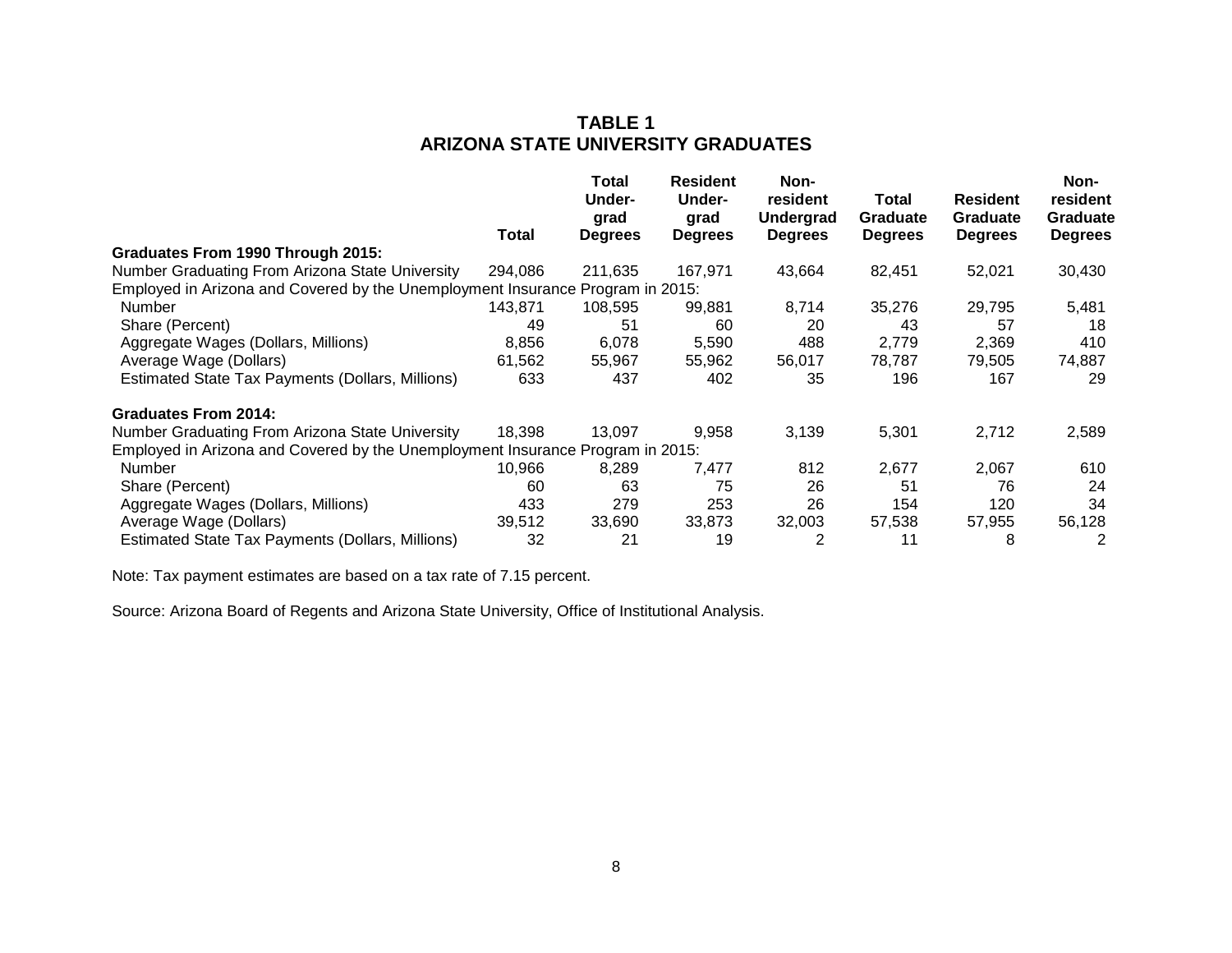## TABLE 1
## ARIZONA STATE UNIVERSITY GRADUATES

| | Total | Total Under-grad Degrees | Resident Under-grad Degrees | Non-resident Undergrad Degrees | Total Graduate Degrees | Resident Graduate Degrees | Non-resident Graduate Degrees |
|---|---|---|---|---|---|---|---|
| **Graduates From 1990 Through 2015:** | | | | | | | |
| Number Graduating From Arizona State University | 294,086 | 211,635 | 167,971 | 43,664 | 82,451 | 52,021 | 30,430 |
| Employed in Arizona and Covered by the Unemployment Insurance Program in 2015: | | | | | | | |
| Number | 143,871 | 108,595 | 99,881 | 8,714 | 35,276 | 29,795 | 5,481 |
| Share (Percent) | 49 | 51 | 60 | 20 | 43 | 57 | 18 |
| Aggregate Wages (Dollars, Millions) | 8,856 | 6,078 | 5,590 | 488 | 2,779 | 2,369 | 410 |
| Average Wage (Dollars) | 61,562 | 55,967 | 55,962 | 56,017 | 78,787 | 79,505 | 74,887 |
| Estimated State Tax Payments (Dollars, Millions) | 633 | 437 | 402 | 35 | 196 | 167 | 29 |
| **Graduates From 2014:** | | | | | | | |
| Number Graduating From Arizona State University | 18,398 | 13,097 | 9,958 | 3,139 | 5,301 | 2,712 | 2,589 |
| Employed in Arizona and Covered by the Unemployment Insurance Program in 2015: | | | | | | | |
| Number | 10,966 | 8,289 | 7,477 | 812 | 2,677 | 2,067 | 610 |
| Share (Percent) | 60 | 63 | 75 | 26 | 51 | 76 | 24 |
| Aggregate Wages (Dollars, Millions) | 433 | 279 | 253 | 26 | 154 | 120 | 34 |
| Average Wage (Dollars) | 39,512 | 33,690 | 33,873 | 32,003 | 57,538 | 57,955 | 56,128 |
| Estimated State Tax Payments (Dollars, Millions) | 32 | 21 | 19 | 2 | 11 | 8 | 2 |

Note: Tax payment estimates are based on a tax rate of 7.15 percent.

Source: Arizona Board of Regents and Arizona State University, Office of Institutional Analysis.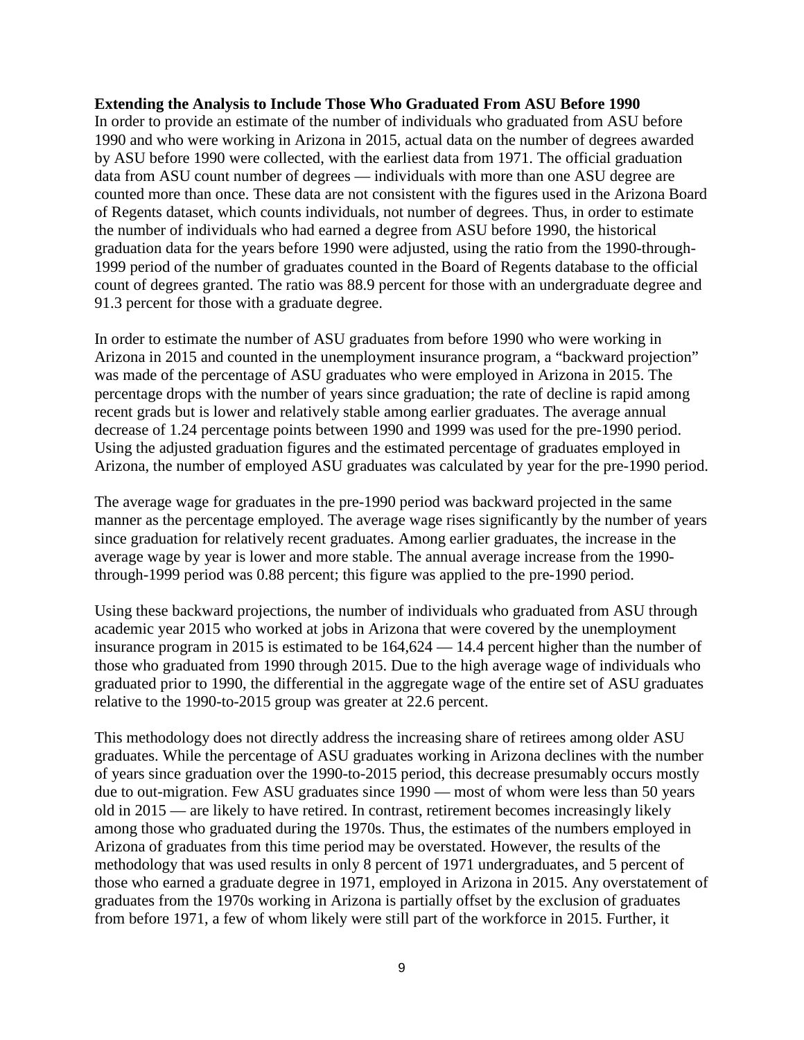**Extending the Analysis to Include Those Who Graduated From ASU Before 1990**

In order to provide an estimate of the number of individuals who graduated from ASU before 1990 and who were working in Arizona in 2015, actual data on the number of degrees awarded by ASU before 1990 were collected, with the earliest data from 1971. The official graduation data from ASU count number of degrees — individuals with more than one ASU degree are counted more than once. These data are not consistent with the figures used in the Arizona Board of Regents dataset, which counts individuals, not number of degrees. Thus, in order to estimate the number of individuals who had earned a degree from ASU before 1990, the historical graduation data for the years before 1990 were adjusted, using the ratio from the 1990-through-1999 period of the number of graduates counted in the Board of Regents database to the official count of degrees granted. The ratio was 88.9 percent for those with an undergraduate degree and 91.3 percent for those with a graduate degree.

In order to estimate the number of ASU graduates from before 1990 who were working in Arizona in 2015 and counted in the unemployment insurance program, a "backward projection" was made of the percentage of ASU graduates who were employed in Arizona in 2015. The percentage drops with the number of years since graduation; the rate of decline is rapid among recent grads but is lower and relatively stable among earlier graduates. The average annual decrease of 1.24 percentage points between 1990 and 1999 was used for the pre-1990 period. Using the adjusted graduation figures and the estimated percentage of graduates employed in Arizona, the number of employed ASU graduates was calculated by year for the pre-1990 period.

The average wage for graduates in the pre-1990 period was backward projected in the same manner as the percentage employed. The average wage rises significantly by the number of years since graduation for relatively recent graduates. Among earlier graduates, the increase in the average wage by year is lower and more stable. The annual average increase from the 1990-through-1999 period was 0.88 percent; this figure was applied to the pre-1990 period.

Using these backward projections, the number of individuals who graduated from ASU through academic year 2015 who worked at jobs in Arizona that were covered by the unemployment insurance program in 2015 is estimated to be 164,624 — 14.4 percent higher than the number of those who graduated from 1990 through 2015. Due to the high average wage of individuals who graduated prior to 1990, the differential in the aggregate wage of the entire set of ASU graduates relative to the 1990-to-2015 group was greater at 22.6 percent.

This methodology does not directly address the increasing share of retirees among older ASU graduates. While the percentage of ASU graduates working in Arizona declines with the number of years since graduation over the 1990-to-2015 period, this decrease presumably occurs mostly due to out-migration. Few ASU graduates since 1990 — most of whom were less than 50 years old in 2015 — are likely to have retired. In contrast, retirement becomes increasingly likely among those who graduated during the 1970s. Thus, the estimates of the numbers employed in Arizona of graduates from this time period may be overstated. However, the results of the methodology that was used results in only 8 percent of 1971 undergraduates, and 5 percent of those who earned a graduate degree in 1971, employed in Arizona in 2015. Any overstatement of graduates from the 1970s working in Arizona is partially offset by the exclusion of graduates from before 1971, a few of whom likely were still part of the workforce in 2015. Further, it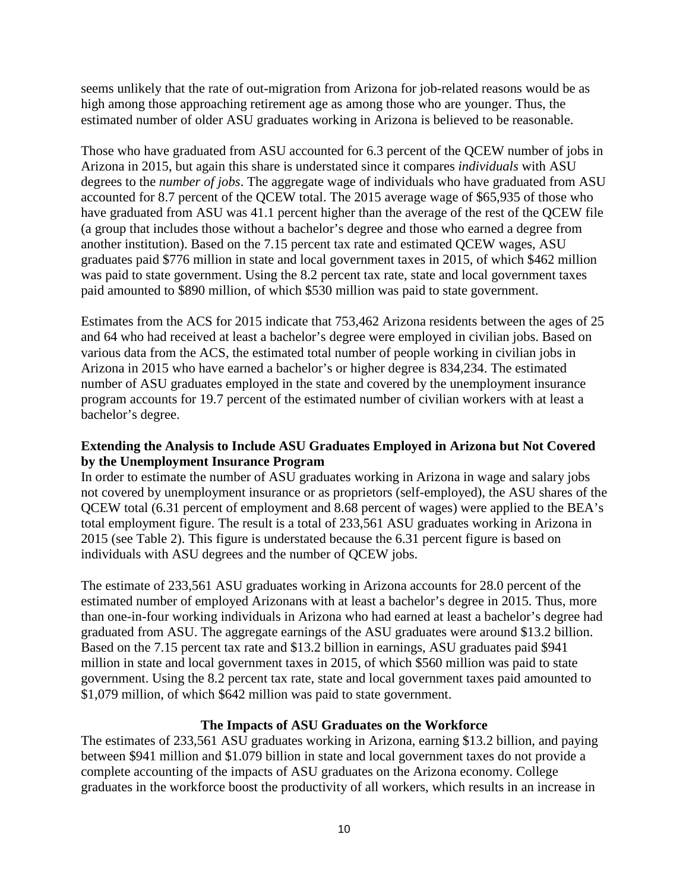seems unlikely that the rate of out-migration from Arizona for job-related reasons would be as high among those approaching retirement age as among those who are younger. Thus, the estimated number of older ASU graduates working in Arizona is believed to be reasonable.

Those who have graduated from ASU accounted for 6.3 percent of the QCEW number of jobs in Arizona in 2015, but again this share is understated since it compares *individuals* with ASU degrees to the *number of jobs*. The aggregate wage of individuals who have graduated from ASU accounted for 8.7 percent of the QCEW total. The 2015 average wage of $65,935 of those who have graduated from ASU was 41.1 percent higher than the average of the rest of the QCEW file (a group that includes those without a bachelor's degree and those who earned a degree from another institution). Based on the 7.15 percent tax rate and estimated QCEW wages, ASU graduates paid $776 million in state and local government taxes in 2015, of which $462 million was paid to state government. Using the 8.2 percent tax rate, state and local government taxes paid amounted to $890 million, of which $530 million was paid to state government.

Estimates from the ACS for 2015 indicate that 753,462 Arizona residents between the ages of 25 and 64 who had received at least a bachelor's degree were employed in civilian jobs. Based on various data from the ACS, the estimated total number of people working in civilian jobs in Arizona in 2015 who have earned a bachelor's or higher degree is 834,234. The estimated number of ASU graduates employed in the state and covered by the unemployment insurance program accounts for 19.7 percent of the estimated number of civilian workers with at least a bachelor's degree.

**Extending the Analysis to Include ASU Graduates Employed in Arizona but Not Covered by the Unemployment Insurance Program**

In order to estimate the number of ASU graduates working in Arizona in wage and salary jobs not covered by unemployment insurance or as proprietors (self-employed), the ASU shares of the QCEW total (6.31 percent of employment and 8.68 percent of wages) were applied to the BEA's total employment figure. The result is a total of 233,561 ASU graduates working in Arizona in 2015 (see Table 2). This figure is understated because the 6.31 percent figure is based on individuals with ASU degrees and the number of QCEW jobs.

The estimate of 233,561 ASU graduates working in Arizona accounts for 28.0 percent of the estimated number of employed Arizonans with at least a bachelor's degree in 2015. Thus, more than one-in-four working individuals in Arizona who had earned at least a bachelor's degree had graduated from ASU. The aggregate earnings of the ASU graduates were around $13.2 billion. Based on the 7.15 percent tax rate and $13.2 billion in earnings, ASU graduates paid $941 million in state and local government taxes in 2015, of which $560 million was paid to state government. Using the 8.2 percent tax rate, state and local government taxes paid amounted to $1,079 million, of which $642 million was paid to state government.

## The Impacts of ASU Graduates on the Workforce

The estimates of 233,561 ASU graduates working in Arizona, earning $13.2 billion, and paying between $941 million and $1.079 billion in state and local government taxes do not provide a complete accounting of the impacts of ASU graduates on the Arizona economy. College graduates in the workforce boost the productivity of all workers, which results in an increase in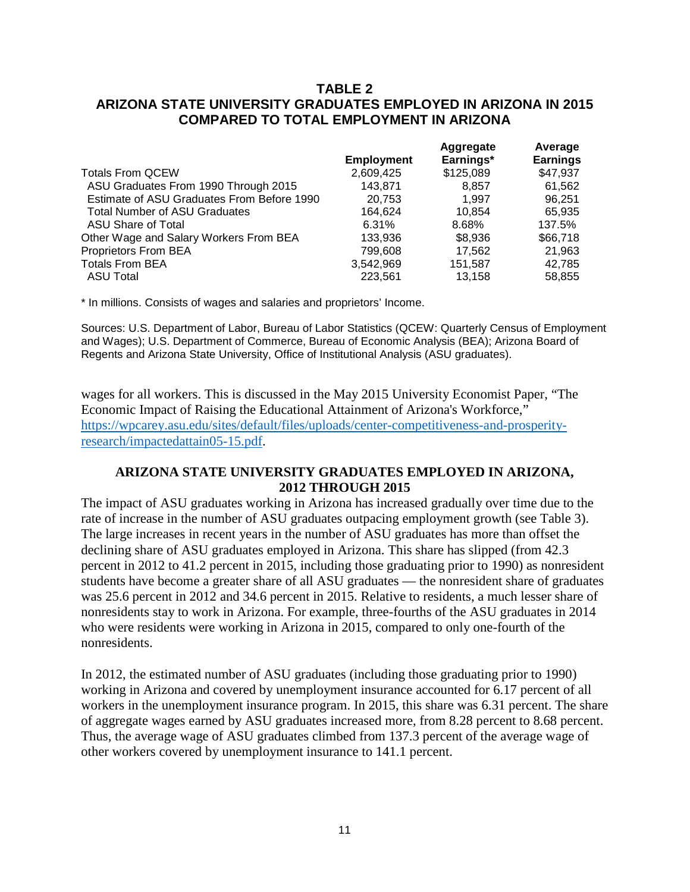## TABLE 2
## ARIZONA STATE UNIVERSITY GRADUATES EMPLOYED IN ARIZONA IN 2015 COMPARED TO TOTAL EMPLOYMENT IN ARIZONA

| | Employment | Aggregate Earnings* | Average Earnings |
|---|---|---|---|
| Totals From QCEW | 2,609,425 | $125,089 | $47,937 |
| ASU Graduates From 1990 Through 2015 | 143,871 | 8,857 | 61,562 |
| Estimate of ASU Graduates From Before 1990 | 20,753 | 1,997 | 96,251 |
| Total Number of ASU Graduates | 164,624 | 10,854 | 65,935 |
| ASU Share of Total | 6.31% | 8.68% | 137.5% |
| Other Wage and Salary Workers From BEA | 133,936 | $8,936 | $66,718 |
| Proprietors From BEA | 799,608 | 17,562 | 21,963 |
| Totals From BEA | 3,542,969 | 151,587 | 42,785 |
| ASU Total | 223,561 | 13,158 | 58,855 |

* In millions. Consists of wages and salaries and proprietors' Income.

Sources: U.S. Department of Labor, Bureau of Labor Statistics (QCEW: Quarterly Census of Employment and Wages); U.S. Department of Commerce, Bureau of Economic Analysis (BEA); Arizona Board of Regents and Arizona State University, Office of Institutional Analysis (ASU graduates).

wages for all workers. This is discussed in the May 2015 University Economist Paper, "The Economic Impact of Raising the Educational Attainment of Arizona's Workforce," https://wpcarey.asu.edu/sites/default/files/uploads/center-competitiveness-and-prosperity-research/impactedattain05-15.pdf.

### ARIZONA STATE UNIVERSITY GRADUATES EMPLOYED IN ARIZONA, 2012 THROUGH 2015

The impact of ASU graduates working in Arizona has increased gradually over time due to the rate of increase in the number of ASU graduates outpacing employment growth (see Table 3). The large increases in recent years in the number of ASU graduates has more than offset the declining share of ASU graduates employed in Arizona. This share has slipped (from 42.3 percent in 2012 to 41.2 percent in 2015, including those graduating prior to 1990) as nonresident students have become a greater share of all ASU graduates — the nonresident share of graduates was 25.6 percent in 2012 and 34.6 percent in 2015. Relative to residents, a much lesser share of nonresidents stay to work in Arizona. For example, three-fourths of the ASU graduates in 2014 who were residents were working in Arizona in 2015, compared to only one-fourth of the nonresidents.

In 2012, the estimated number of ASU graduates (including those graduating prior to 1990) working in Arizona and covered by unemployment insurance accounted for 6.17 percent of all workers in the unemployment insurance program. In 2015, this share was 6.31 percent. The share of aggregate wages earned by ASU graduates increased more, from 8.28 percent to 8.68 percent. Thus, the average wage of ASU graduates climbed from 137.3 percent of the average wage of other workers covered by unemployment insurance to 141.1 percent.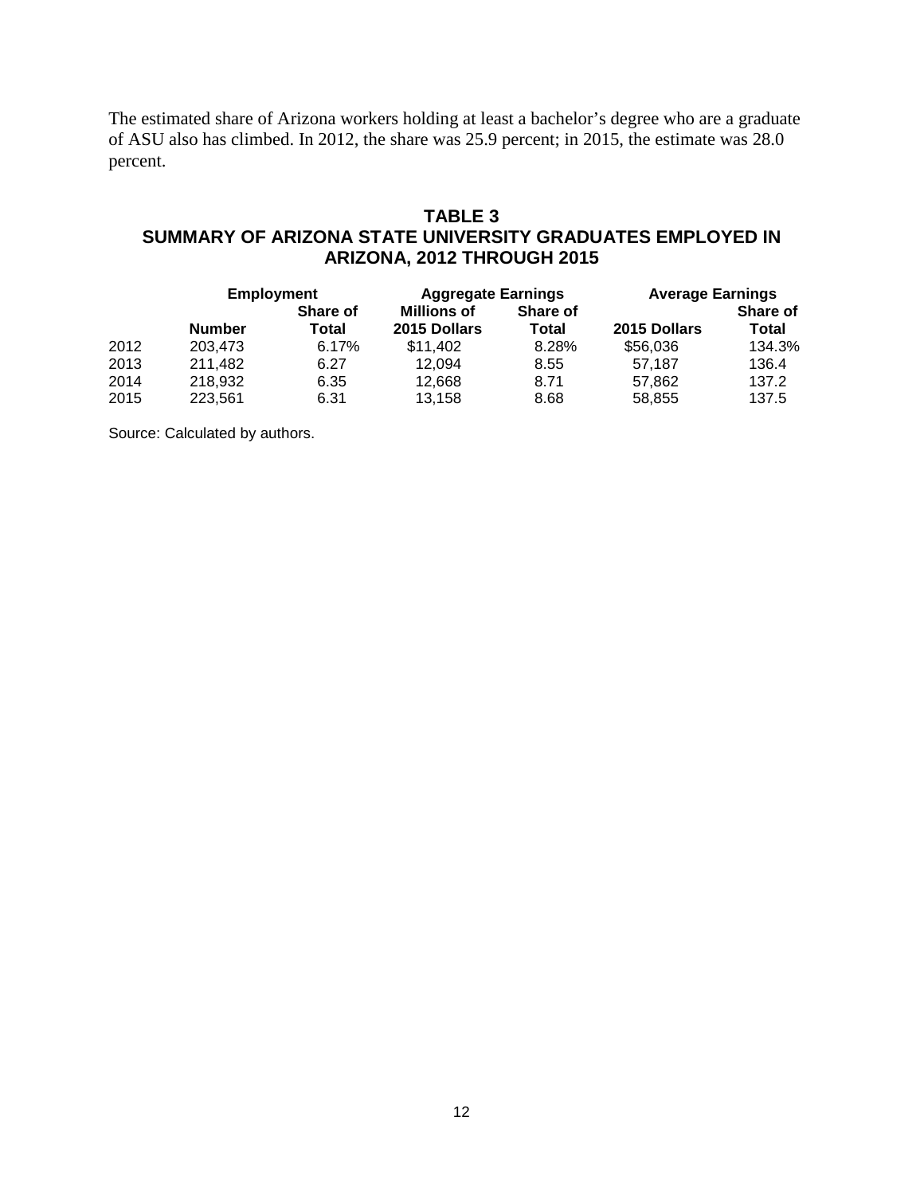The estimated share of Arizona workers holding at least a bachelor's degree who are a graduate of ASU also has climbed. In 2012, the share was 25.9 percent; in 2015, the estimate was 28.0 percent.

## TABLE 3
## SUMMARY OF ARIZONA STATE UNIVERSITY GRADUATES EMPLOYED IN ARIZONA, 2012 THROUGH 2015

| | Employment | | Aggregate Earnings | | Average Earnings | |
|---|---|---|---|---|---|---|
| | Number | Share of Total | Millions of 2015 Dollars | Share of Total | 2015 Dollars | Share of Total |
| 2012 | 203,473 | 6.17% | $11,402 | 8.28% | $56,036 | 134.3% |
| 2013 | 211,482 | 6.27 | 12,094 | 8.55 | 57,187 | 136.4 |
| 2014 | 218,932 | 6.35 | 12,668 | 8.71 | 57,862 | 137.2 |
| 2015 | 223,561 | 6.31 | 13,158 | 8.68 | 58,855 | 137.5 |

Source: Calculated by authors.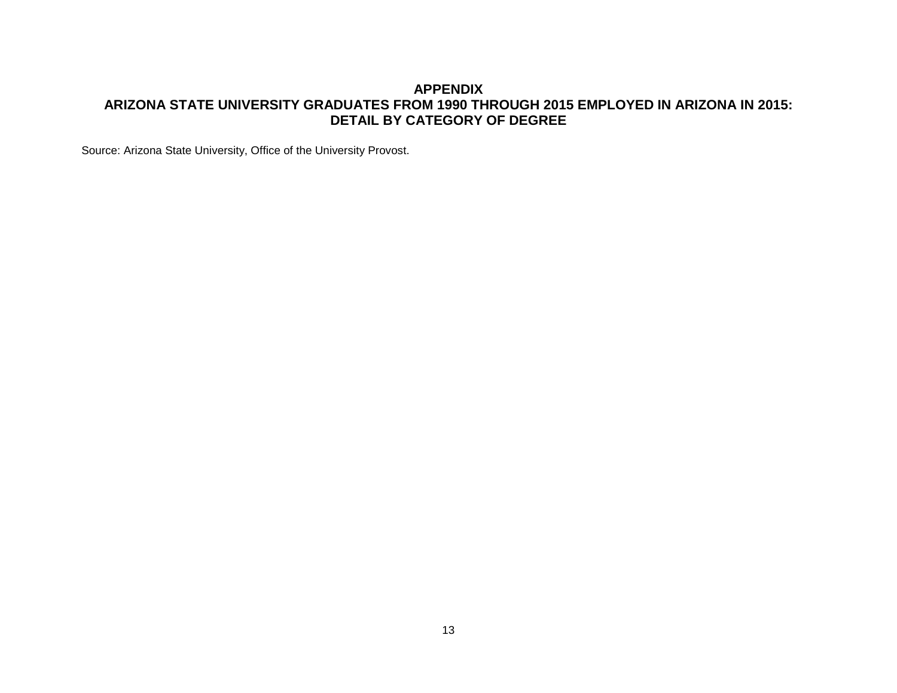# APPENDIX
# ARIZONA STATE UNIVERSITY GRADUATES FROM 1990 THROUGH 2015 EMPLOYED IN ARIZONA IN 2015: DETAIL BY CATEGORY OF DEGREE

Source: Arizona State University, Office of the University Provost.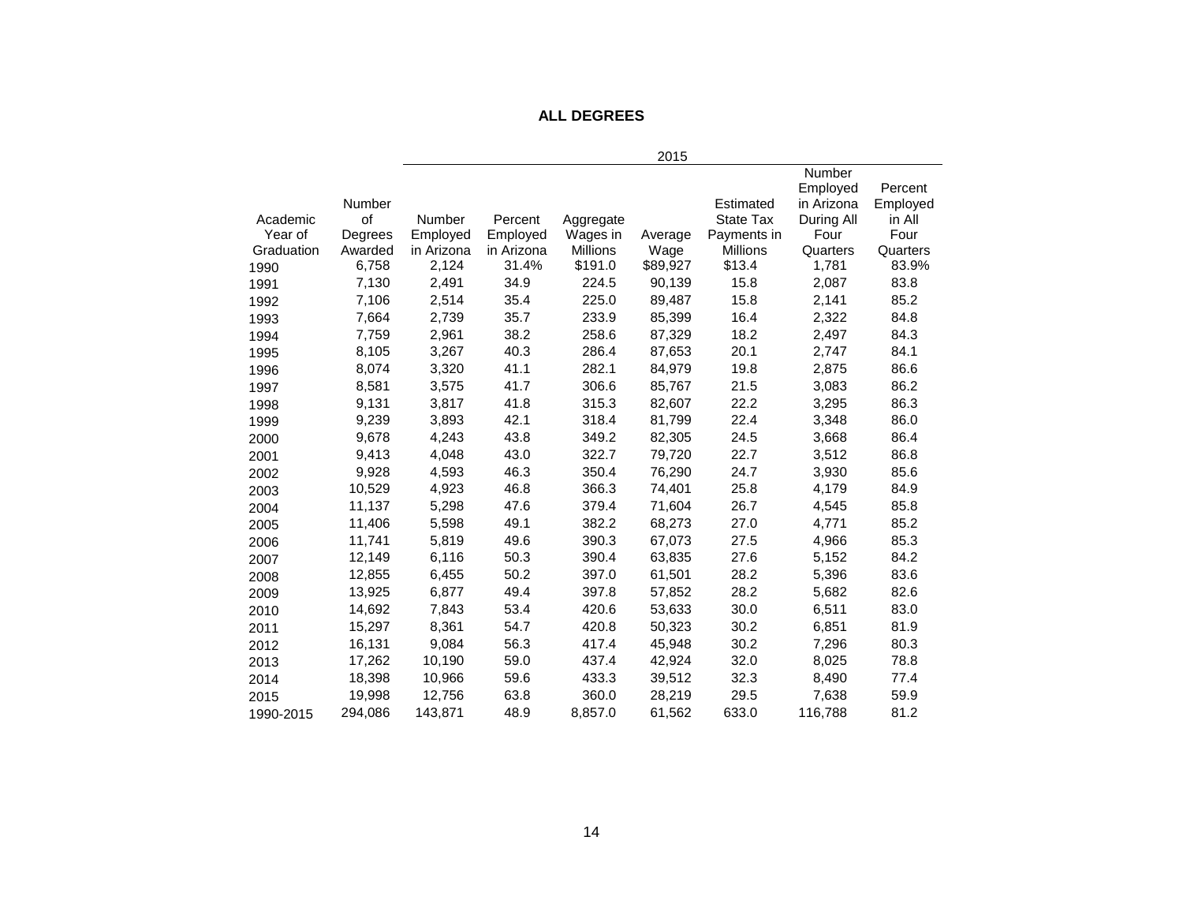## ALL DEGREES

| Academic Year of Graduation | Number of Degrees Awarded | 2015 Number Employed in Arizona | Percent Employed in Arizona | Aggregate Wages in Millions | Average Wage | Estimated State Tax Payments in Millions | Number Employed in Arizona During All Four Quarters | Percent Employed in All Four Quarters |
|---|---|---|---|---|---|---|---|---|
| 1990 | 6,758 | 2,124 | 31.4% | $191.0 | $89,927 | $13.4 | 1,781 | 83.9% |
| 1991 | 7,130 | 2,491 | 34.9 | 224.5 | 90,139 | 15.8 | 2,087 | 83.8 |
| 1992 | 7,106 | 2,514 | 35.4 | 225.0 | 89,487 | 15.8 | 2,141 | 85.2 |
| 1993 | 7,664 | 2,739 | 35.7 | 233.9 | 85,399 | 16.4 | 2,322 | 84.8 |
| 1994 | 7,759 | 2,961 | 38.2 | 258.6 | 87,329 | 18.2 | 2,497 | 84.3 |
| 1995 | 8,105 | 3,267 | 40.3 | 286.4 | 87,653 | 20.1 | 2,747 | 84.1 |
| 1996 | 8,074 | 3,320 | 41.1 | 282.1 | 84,979 | 19.8 | 2,875 | 86.6 |
| 1997 | 8,581 | 3,575 | 41.7 | 306.6 | 85,767 | 21.5 | 3,083 | 86.2 |
| 1998 | 9,131 | 3,817 | 41.8 | 315.3 | 82,607 | 22.2 | 3,295 | 86.3 |
| 1999 | 9,239 | 3,893 | 42.1 | 318.4 | 81,799 | 22.4 | 3,348 | 86.0 |
| 2000 | 9,678 | 4,243 | 43.8 | 349.2 | 82,305 | 24.5 | 3,668 | 86.4 |
| 2001 | 9,413 | 4,048 | 43.0 | 322.7 | 79,720 | 22.7 | 3,512 | 86.8 |
| 2002 | 9,928 | 4,593 | 46.3 | 350.4 | 76,290 | 24.7 | 3,930 | 85.6 |
| 2003 | 10,529 | 4,923 | 46.8 | 366.3 | 74,401 | 25.8 | 4,179 | 84.9 |
| 2004 | 11,137 | 5,298 | 47.6 | 379.4 | 71,604 | 26.7 | 4,545 | 85.8 |
| 2005 | 11,406 | 5,598 | 49.1 | 382.2 | 68,273 | 27.0 | 4,771 | 85.2 |
| 2006 | 11,741 | 5,819 | 49.6 | 390.3 | 67,073 | 27.5 | 4,966 | 85.3 |
| 2007 | 12,149 | 6,116 | 50.3 | 390.4 | 63,835 | 27.6 | 5,152 | 84.2 |
| 2008 | 12,855 | 6,455 | 50.2 | 397.0 | 61,501 | 28.2 | 5,396 | 83.6 |
| 2009 | 13,925 | 6,877 | 49.4 | 397.8 | 57,852 | 28.2 | 5,682 | 82.6 |
| 2010 | 14,692 | 7,843 | 53.4 | 420.6 | 53,633 | 30.0 | 6,511 | 83.0 |
| 2011 | 15,297 | 8,361 | 54.7 | 420.8 | 50,323 | 30.2 | 6,851 | 81.9 |
| 2012 | 16,131 | 9,084 | 56.3 | 417.4 | 45,948 | 30.2 | 7,296 | 80.3 |
| 2013 | 17,262 | 10,190 | 59.0 | 437.4 | 42,924 | 32.0 | 8,025 | 78.8 |
| 2014 | 18,398 | 10,966 | 59.6 | 433.3 | 39,512 | 32.3 | 8,490 | 77.4 |
| 2015 | 19,998 | 12,756 | 63.8 | 360.0 | 28,219 | 29.5 | 7,638 | 59.9 |
| 1990-2015 | 294,086 | 143,871 | 48.9 | 8,857.0 | 61,562 | 633.0 | 116,788 | 81.2 |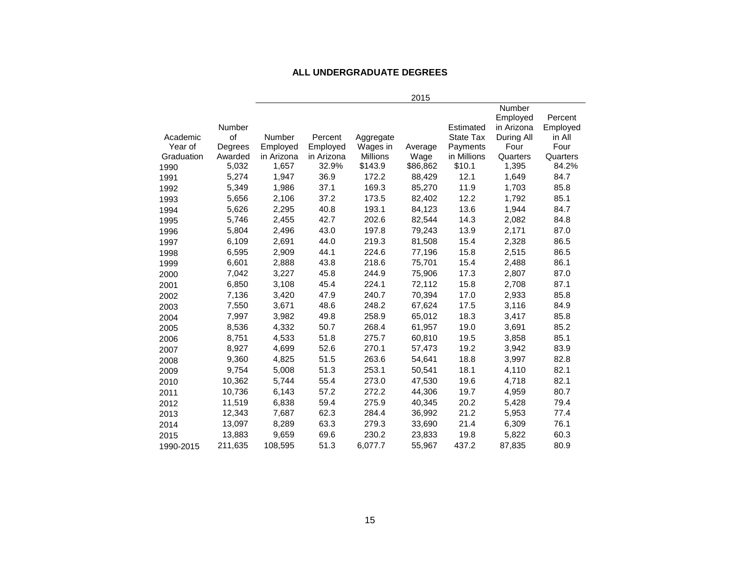## ALL UNDERGRADUATE DEGREES

| | | 2015 | | | | | | |
|---|---|---|---|---|---|---|---|---|
| Academic Year of Graduation | Number of Degrees Awarded | Number Employed in Arizona | Percent Employed in Arizona | Aggregate Wages in Millions | Average Wage | Estimated State Tax Payments in Millions | Number Employed in Arizona During All Four Quarters | Percent Employed in All Four Quarters |
| 1990 | 5,032 | 1,657 | 32.9% | $143.9 | $86,862 | $10.1 | 1,395 | 84.2% |
| 1991 | 5,274 | 1,947 | 36.9 | 172.2 | 88,429 | 12.1 | 1,649 | 84.7 |
| 1992 | 5,349 | 1,986 | 37.1 | 169.3 | 85,270 | 11.9 | 1,703 | 85.8 |
| 1993 | 5,656 | 2,106 | 37.2 | 173.5 | 82,402 | 12.2 | 1,792 | 85.1 |
| 1994 | 5,626 | 2,295 | 40.8 | 193.1 | 84,123 | 13.6 | 1,944 | 84.7 |
| 1995 | 5,746 | 2,455 | 42.7 | 202.6 | 82,544 | 14.3 | 2,082 | 84.8 |
| 1996 | 5,804 | 2,496 | 43.0 | 197.8 | 79,243 | 13.9 | 2,171 | 87.0 |
| 1997 | 6,109 | 2,691 | 44.0 | 219.3 | 81,508 | 15.4 | 2,328 | 86.5 |
| 1998 | 6,595 | 2,909 | 44.1 | 224.6 | 77,196 | 15.8 | 2,515 | 86.5 |
| 1999 | 6,601 | 2,888 | 43.8 | 218.6 | 75,701 | 15.4 | 2,488 | 86.1 |
| 2000 | 7,042 | 3,227 | 45.8 | 244.9 | 75,906 | 17.3 | 2,807 | 87.0 |
| 2001 | 6,850 | 3,108 | 45.4 | 224.1 | 72,112 | 15.8 | 2,708 | 87.1 |
| 2002 | 7,136 | 3,420 | 47.9 | 240.7 | 70,394 | 17.0 | 2,933 | 85.8 |
| 2003 | 7,550 | 3,671 | 48.6 | 248.2 | 67,624 | 17.5 | 3,116 | 84.9 |
| 2004 | 7,997 | 3,982 | 49.8 | 258.9 | 65,012 | 18.3 | 3,417 | 85.8 |
| 2005 | 8,536 | 4,332 | 50.7 | 268.4 | 61,957 | 19.0 | 3,691 | 85.2 |
| 2006 | 8,751 | 4,533 | 51.8 | 275.7 | 60,810 | 19.5 | 3,858 | 85.1 |
| 2007 | 8,927 | 4,699 | 52.6 | 270.1 | 57,473 | 19.2 | 3,942 | 83.9 |
| 2008 | 9,360 | 4,825 | 51.5 | 263.6 | 54,641 | 18.8 | 3,997 | 82.8 |
| 2009 | 9,754 | 5,008 | 51.3 | 253.1 | 50,541 | 18.1 | 4,110 | 82.1 |
| 2010 | 10,362 | 5,744 | 55.4 | 273.0 | 47,530 | 19.6 | 4,718 | 82.1 |
| 2011 | 10,736 | 6,143 | 57.2 | 272.2 | 44,306 | 19.7 | 4,959 | 80.7 |
| 2012 | 11,519 | 6,838 | 59.4 | 275.9 | 40,345 | 20.2 | 5,428 | 79.4 |
| 2013 | 12,343 | 7,687 | 62.3 | 284.4 | 36,992 | 21.2 | 5,953 | 77.4 |
| 2014 | 13,097 | 8,289 | 63.3 | 279.3 | 33,690 | 21.4 | 6,309 | 76.1 |
| 2015 | 13,883 | 9,659 | 69.6 | 230.2 | 23,833 | 19.8 | 5,822 | 60.3 |
| 1990-2015 | 211,635 | 108,595 | 51.3 | 6,077.7 | 55,967 | 437.2 | 87,835 | 80.9 |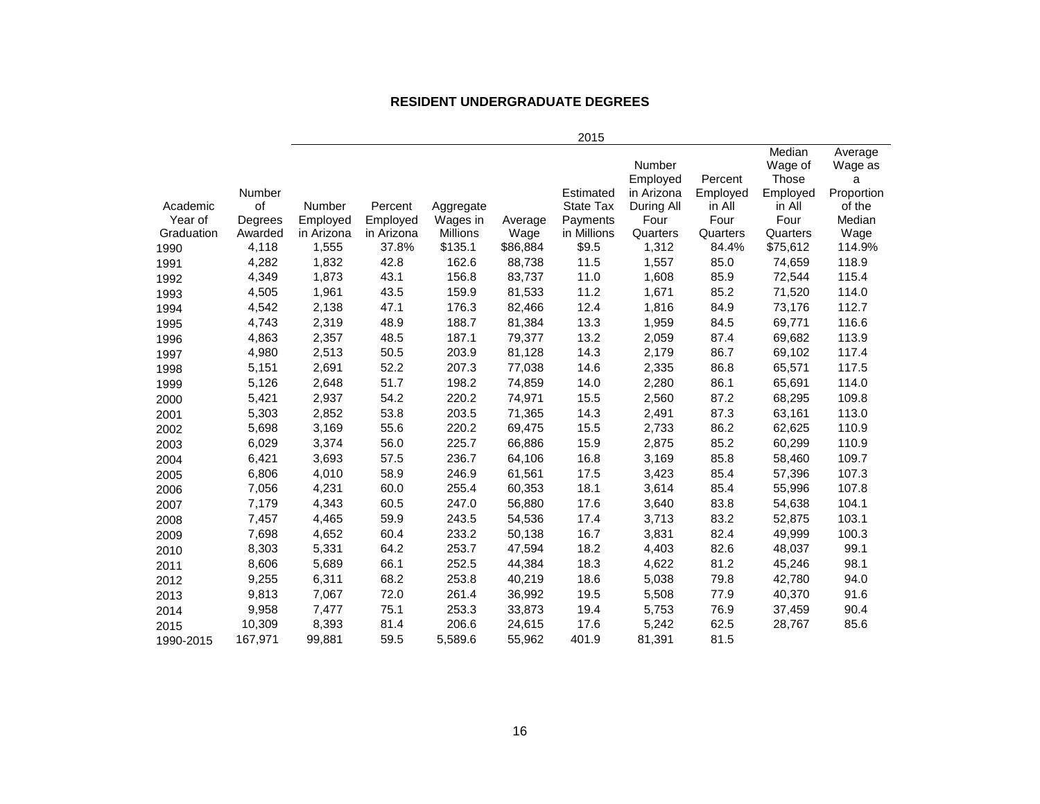## RESIDENT UNDERGRADUATE DEGREES

| Academic Year of Graduation | Number of Degrees Awarded | 2015 | | | | | | | | |
|---|---|---|---|---|---|---|---|---|---|---|
| | | Number Employed in Arizona | Percent Employed in Arizona | Aggregate Wages in Millions | Average Wage | Estimated State Tax Payments in Millions | Number Employed in Arizona During All Four Quarters | Percent Employed in All Four Quarters | Median Wage of Those Employed in All Four Quarters | Average Wage as a Proportion of the Median Wage |
| 1990 | 4,118 | 1,555 | 37.8% | $135.1 | $86,884 | $9.5 | 1,312 | 84.4% | $75,612 | 114.9% |
| 1991 | 4,282 | 1,832 | 42.8 | 162.6 | 88,738 | 11.5 | 1,557 | 85.0 | 74,659 | 118.9 |
| 1992 | 4,349 | 1,873 | 43.1 | 156.8 | 83,737 | 11.0 | 1,608 | 85.9 | 72,544 | 115.4 |
| 1993 | 4,505 | 1,961 | 43.5 | 159.9 | 81,533 | 11.2 | 1,671 | 85.2 | 71,520 | 114.0 |
| 1994 | 4,542 | 2,138 | 47.1 | 176.3 | 82,466 | 12.4 | 1,816 | 84.9 | 73,176 | 112.7 |
| 1995 | 4,743 | 2,319 | 48.9 | 188.7 | 81,384 | 13.3 | 1,959 | 84.5 | 69,771 | 116.6 |
| 1996 | 4,863 | 2,357 | 48.5 | 187.1 | 79,377 | 13.2 | 2,059 | 87.4 | 69,682 | 113.9 |
| 1997 | 4,980 | 2,513 | 50.5 | 203.9 | 81,128 | 14.3 | 2,179 | 86.7 | 69,102 | 117.4 |
| 1998 | 5,151 | 2,691 | 52.2 | 207.3 | 77,038 | 14.6 | 2,335 | 86.8 | 65,571 | 117.5 |
| 1999 | 5,126 | 2,648 | 51.7 | 198.2 | 74,859 | 14.0 | 2,280 | 86.1 | 65,691 | 114.0 |
| 2000 | 5,421 | 2,937 | 54.2 | 220.2 | 74,971 | 15.5 | 2,560 | 87.2 | 68,295 | 109.8 |
| 2001 | 5,303 | 2,852 | 53.8 | 203.5 | 71,365 | 14.3 | 2,491 | 87.3 | 63,161 | 113.0 |
| 2002 | 5,698 | 3,169 | 55.6 | 220.2 | 69,475 | 15.5 | 2,733 | 86.2 | 62,625 | 110.9 |
| 2003 | 6,029 | 3,374 | 56.0 | 225.7 | 66,886 | 15.9 | 2,875 | 85.2 | 60,299 | 110.9 |
| 2004 | 6,421 | 3,693 | 57.5 | 236.7 | 64,106 | 16.8 | 3,169 | 85.8 | 58,460 | 109.7 |
| 2005 | 6,806 | 4,010 | 58.9 | 246.9 | 61,561 | 17.5 | 3,423 | 85.4 | 57,396 | 107.3 |
| 2006 | 7,056 | 4,231 | 60.0 | 255.4 | 60,353 | 18.1 | 3,614 | 85.4 | 55,996 | 107.8 |
| 2007 | 7,179 | 4,343 | 60.5 | 247.0 | 56,880 | 17.6 | 3,640 | 83.8 | 54,638 | 104.1 |
| 2008 | 7,457 | 4,465 | 59.9 | 243.5 | 54,536 | 17.4 | 3,713 | 83.2 | 52,875 | 103.1 |
| 2009 | 7,698 | 4,652 | 60.4 | 233.2 | 50,138 | 16.7 | 3,831 | 82.4 | 49,999 | 100.3 |
| 2010 | 8,303 | 5,331 | 64.2 | 253.7 | 47,594 | 18.2 | 4,403 | 82.6 | 48,037 | 99.1 |
| 2011 | 8,606 | 5,689 | 66.1 | 252.5 | 44,384 | 18.3 | 4,622 | 81.2 | 45,246 | 98.1 |
| 2012 | 9,255 | 6,311 | 68.2 | 253.8 | 40,219 | 18.6 | 5,038 | 79.8 | 42,780 | 94.0 |
| 2013 | 9,813 | 7,067 | 72.0 | 261.4 | 36,992 | 19.5 | 5,508 | 77.9 | 40,370 | 91.6 |
| 2014 | 9,958 | 7,477 | 75.1 | 253.3 | 33,873 | 19.4 | 5,753 | 76.9 | 37,459 | 90.4 |
| 2015 | 10,309 | 8,393 | 81.4 | 206.6 | 24,615 | 17.6 | 5,242 | 62.5 | 28,767 | 85.6 |
| 1990-2015 | 167,971 | 99,881 | 59.5 | 5,589.6 | 55,962 | 401.9 | 81,391 | 81.5 | | |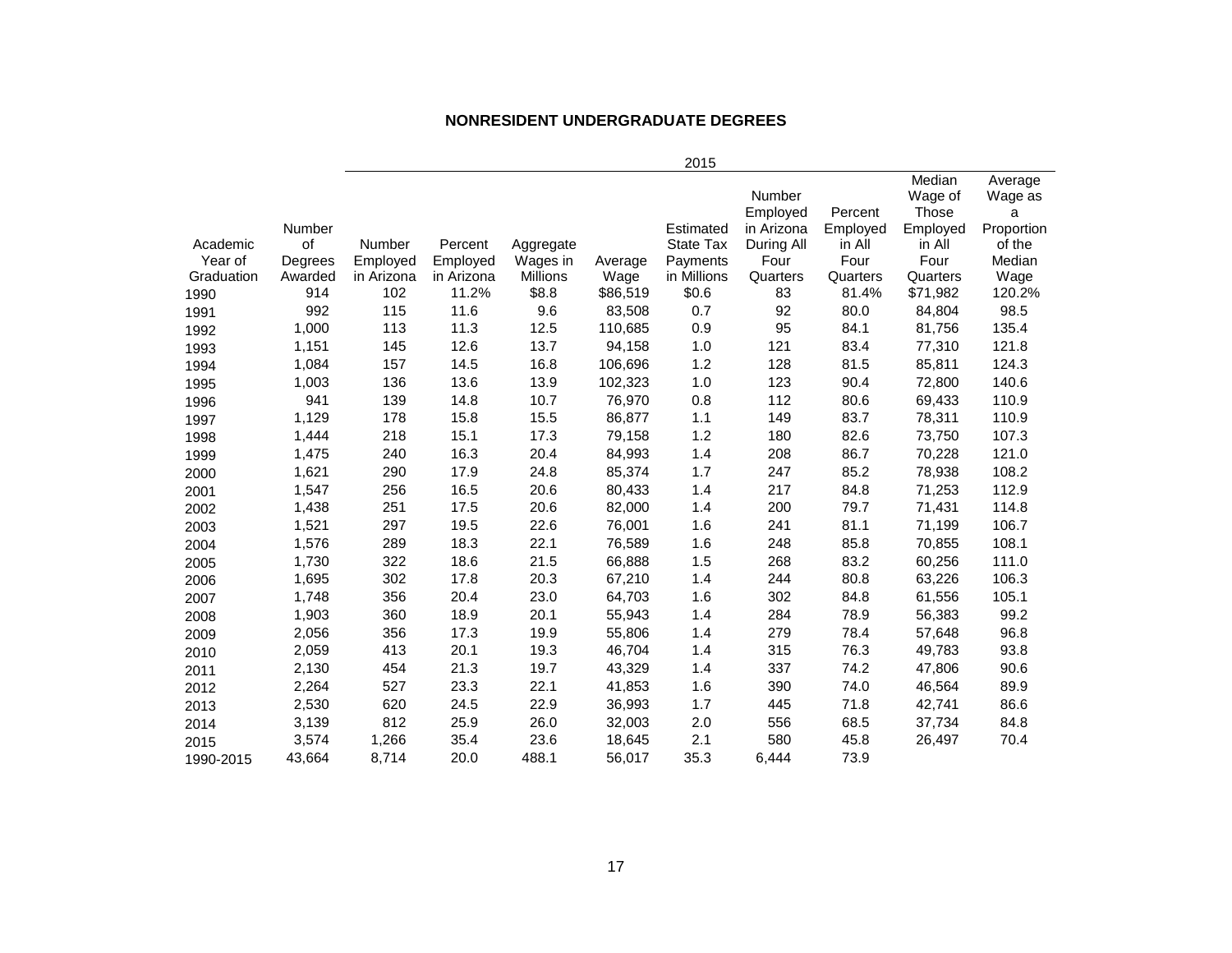## NONRESIDENT UNDERGRADUATE DEGREES

| Academic Year of Graduation | Number of Degrees Awarded | 2015 | | | | | | | | |
|---|---|---|---|---|---|---|---|---|---|---|
| | | Number Employed in Arizona | Percent Employed in Arizona | Aggregate Wages in Millions | Average Wage | Estimated State Tax Payments in Millions | Number Employed in Arizona During All Four Quarters | Percent Employed in All Four Quarters | Median Wage of Those Employed in All Four Quarters | Average Wage as a Proportion of the Median Wage |
| 1990 | 914 | 102 | 11.2% | $8.8 | $86,519 | $0.6 | 83 | 81.4% | $71,982 | 120.2% |
| 1991 | 992 | 115 | 11.6 | 9.6 | 83,508 | 0.7 | 92 | 80.0 | 84,804 | 98.5 |
| 1992 | 1,000 | 113 | 11.3 | 12.5 | 110,685 | 0.9 | 95 | 84.1 | 81,756 | 135.4 |
| 1993 | 1,151 | 145 | 12.6 | 13.7 | 94,158 | 1.0 | 121 | 83.4 | 77,310 | 121.8 |
| 1994 | 1,084 | 157 | 14.5 | 16.8 | 106,696 | 1.2 | 128 | 81.5 | 85,811 | 124.3 |
| 1995 | 1,003 | 136 | 13.6 | 13.9 | 102,323 | 1.0 | 123 | 90.4 | 72,800 | 140.6 |
| 1996 | 941 | 139 | 14.8 | 10.7 | 76,970 | 0.8 | 112 | 80.6 | 69,433 | 110.9 |
| 1997 | 1,129 | 178 | 15.8 | 15.5 | 86,877 | 1.1 | 149 | 83.7 | 78,311 | 110.9 |
| 1998 | 1,444 | 218 | 15.1 | 17.3 | 79,158 | 1.2 | 180 | 82.6 | 73,750 | 107.3 |
| 1999 | 1,475 | 240 | 16.3 | 20.4 | 84,993 | 1.4 | 208 | 86.7 | 70,228 | 121.0 |
| 2000 | 1,621 | 290 | 17.9 | 24.8 | 85,374 | 1.7 | 247 | 85.2 | 78,938 | 108.2 |
| 2001 | 1,547 | 256 | 16.5 | 20.6 | 80,433 | 1.4 | 217 | 84.8 | 71,253 | 112.9 |
| 2002 | 1,438 | 251 | 17.5 | 20.6 | 82,000 | 1.4 | 200 | 79.7 | 71,431 | 114.8 |
| 2003 | 1,521 | 297 | 19.5 | 22.6 | 76,001 | 1.6 | 241 | 81.1 | 71,199 | 106.7 |
| 2004 | 1,576 | 289 | 18.3 | 22.1 | 76,589 | 1.6 | 248 | 85.8 | 70,855 | 108.1 |
| 2005 | 1,730 | 322 | 18.6 | 21.5 | 66,888 | 1.5 | 268 | 83.2 | 60,256 | 111.0 |
| 2006 | 1,695 | 302 | 17.8 | 20.3 | 67,210 | 1.4 | 244 | 80.8 | 63,226 | 106.3 |
| 2007 | 1,748 | 356 | 20.4 | 23.0 | 64,703 | 1.6 | 302 | 84.8 | 61,556 | 105.1 |
| 2008 | 1,903 | 360 | 18.9 | 20.1 | 55,943 | 1.4 | 284 | 78.9 | 56,383 | 99.2 |
| 2009 | 2,056 | 356 | 17.3 | 19.9 | 55,806 | 1.4 | 279 | 78.4 | 57,648 | 96.8 |
| 2010 | 2,059 | 413 | 20.1 | 19.3 | 46,704 | 1.4 | 315 | 76.3 | 49,783 | 93.8 |
| 2011 | 2,130 | 454 | 21.3 | 19.7 | 43,329 | 1.4 | 337 | 74.2 | 47,806 | 90.6 |
| 2012 | 2,264 | 527 | 23.3 | 22.1 | 41,853 | 1.6 | 390 | 74.0 | 46,564 | 89.9 |
| 2013 | 2,530 | 620 | 24.5 | 22.9 | 36,993 | 1.7 | 445 | 71.8 | 42,741 | 86.6 |
| 2014 | 3,139 | 812 | 25.9 | 26.0 | 32,003 | 2.0 | 556 | 68.5 | 37,734 | 84.8 |
| 2015 | 3,574 | 1,266 | 35.4 | 23.6 | 18,645 | 2.1 | 580 | 45.8 | 26,497 | 70.4 |
| 1990-2015 | 43,664 | 8,714 | 20.0 | 488.1 | 56,017 | 35.3 | 6,444 | 73.9 | | |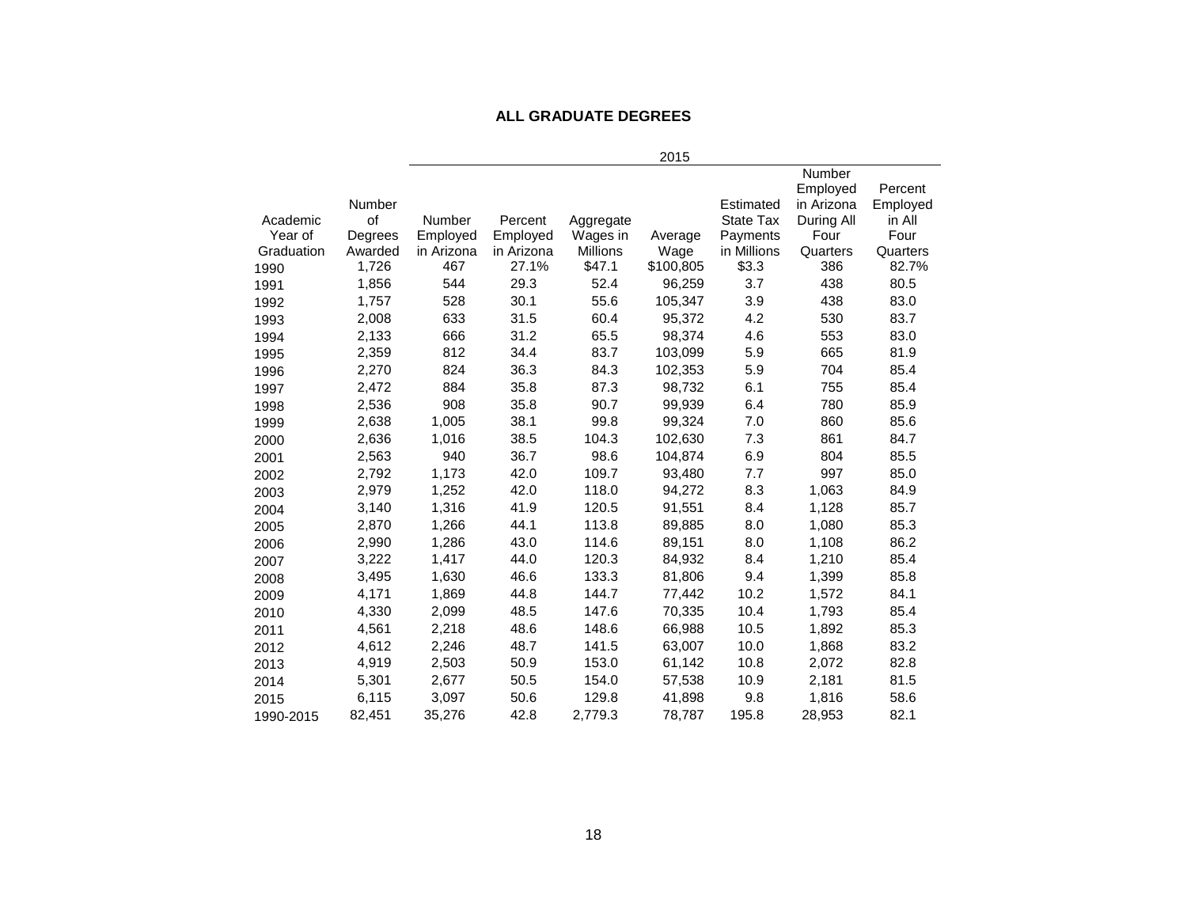## ALL GRADUATE DEGREES

| Academic Year of Graduation | Number of Degrees Awarded | 2015 | | | | | | |
|---|---|---|---|---|---|---|---|---|
| | | Number Employed in Arizona | Percent Employed in Arizona | Aggregate Wages in Millions | Average Wage | Estimated State Tax Payments in Millions | Number Employed in Arizona During All Four Quarters | Percent Employed in All Four Quarters |
| 1990 | 1,726 | 467 | 27.1% | $47.1 | $100,805 | $3.3 | 386 | 82.7% |
| 1991 | 1,856 | 544 | 29.3 | 52.4 | 96,259 | 3.7 | 438 | 80.5 |
| 1992 | 1,757 | 528 | 30.1 | 55.6 | 105,347 | 3.9 | 438 | 83.0 |
| 1993 | 2,008 | 633 | 31.5 | 60.4 | 95,372 | 4.2 | 530 | 83.7 |
| 1994 | 2,133 | 666 | 31.2 | 65.5 | 98,374 | 4.6 | 553 | 83.0 |
| 1995 | 2,359 | 812 | 34.4 | 83.7 | 103,099 | 5.9 | 665 | 81.9 |
| 1996 | 2,270 | 824 | 36.3 | 84.3 | 102,353 | 5.9 | 704 | 85.4 |
| 1997 | 2,472 | 884 | 35.8 | 87.3 | 98,732 | 6.1 | 755 | 85.4 |
| 1998 | 2,536 | 908 | 35.8 | 90.7 | 99,939 | 6.4 | 780 | 85.9 |
| 1999 | 2,638 | 1,005 | 38.1 | 99.8 | 99,324 | 7.0 | 860 | 85.6 |
| 2000 | 2,636 | 1,016 | 38.5 | 104.3 | 102,630 | 7.3 | 861 | 84.7 |
| 2001 | 2,563 | 940 | 36.7 | 98.6 | 104,874 | 6.9 | 804 | 85.5 |
| 2002 | 2,792 | 1,173 | 42.0 | 109.7 | 93,480 | 7.7 | 997 | 85.0 |
| 2003 | 2,979 | 1,252 | 42.0 | 118.0 | 94,272 | 8.3 | 1,063 | 84.9 |
| 2004 | 3,140 | 1,316 | 41.9 | 120.5 | 91,551 | 8.4 | 1,128 | 85.7 |
| 2005 | 2,870 | 1,266 | 44.1 | 113.8 | 89,885 | 8.0 | 1,080 | 85.3 |
| 2006 | 2,990 | 1,286 | 43.0 | 114.6 | 89,151 | 8.0 | 1,108 | 86.2 |
| 2007 | 3,222 | 1,417 | 44.0 | 120.3 | 84,932 | 8.4 | 1,210 | 85.4 |
| 2008 | 3,495 | 1,630 | 46.6 | 133.3 | 81,806 | 9.4 | 1,399 | 85.8 |
| 2009 | 4,171 | 1,869 | 44.8 | 144.7 | 77,442 | 10.2 | 1,572 | 84.1 |
| 2010 | 4,330 | 2,099 | 48.5 | 147.6 | 70,335 | 10.4 | 1,793 | 85.4 |
| 2011 | 4,561 | 2,218 | 48.6 | 148.6 | 66,988 | 10.5 | 1,892 | 85.3 |
| 2012 | 4,612 | 2,246 | 48.7 | 141.5 | 63,007 | 10.0 | 1,868 | 83.2 |
| 2013 | 4,919 | 2,503 | 50.9 | 153.0 | 61,142 | 10.8 | 2,072 | 82.8 |
| 2014 | 5,301 | 2,677 | 50.5 | 154.0 | 57,538 | 10.9 | 2,181 | 81.5 |
| 2015 | 6,115 | 3,097 | 50.6 | 129.8 | 41,898 | 9.8 | 1,816 | 58.6 |
| 1990-2015 | 82,451 | 35,276 | 42.8 | 2,779.3 | 78,787 | 195.8 | 28,953 | 82.1 |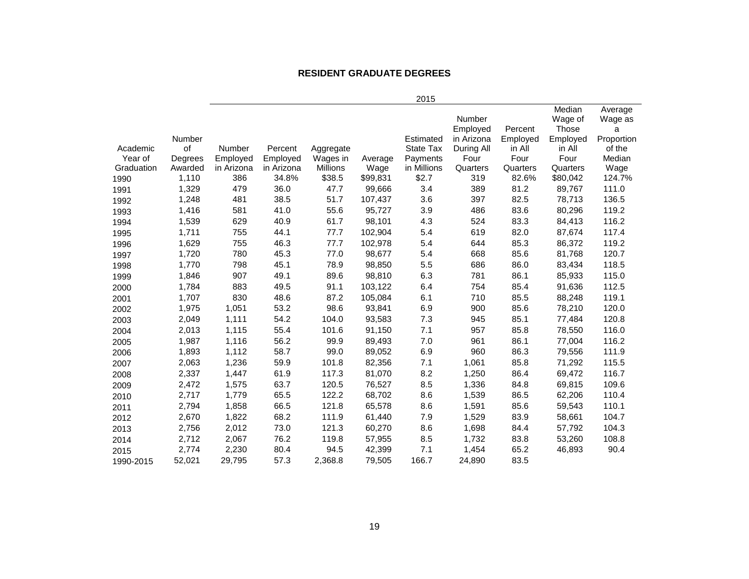## RESIDENT GRADUATE DEGREES

| | | 2015 | | | | | | | | |
|---|---|---|---|---|---|---|---|---|---|---|
| Academic Year of Graduation | Number of Degrees Awarded | Number Employed in Arizona | Percent Employed in Arizona | Aggregate Wages in Millions | Average Wage | Estimated State Tax Payments in Millions | Number Employed in Arizona During All Four Quarters | Percent Employed in All Four Quarters | Median Wage of Those Employed in All Four Quarters | Average Wage as a Proportion of the Median Wage |
| 1990 | 1,110 | 386 | 34.8% | $38.5 | $99,831 | $2.7 | 319 | 82.6% | $80,042 | 124.7% |
| 1991 | 1,329 | 479 | 36.0 | 47.7 | 99,666 | 3.4 | 389 | 81.2 | 89,767 | 111.0 |
| 1992 | 1,248 | 481 | 38.5 | 51.7 | 107,437 | 3.6 | 397 | 82.5 | 78,713 | 136.5 |
| 1993 | 1,416 | 581 | 41.0 | 55.6 | 95,727 | 3.9 | 486 | 83.6 | 80,296 | 119.2 |
| 1994 | 1,539 | 629 | 40.9 | 61.7 | 98,101 | 4.3 | 524 | 83.3 | 84,413 | 116.2 |
| 1995 | 1,711 | 755 | 44.1 | 77.7 | 102,904 | 5.4 | 619 | 82.0 | 87,674 | 117.4 |
| 1996 | 1,629 | 755 | 46.3 | 77.7 | 102,978 | 5.4 | 644 | 85.3 | 86,372 | 119.2 |
| 1997 | 1,720 | 780 | 45.3 | 77.0 | 98,677 | 5.4 | 668 | 85.6 | 81,768 | 120.7 |
| 1998 | 1,770 | 798 | 45.1 | 78.9 | 98,850 | 5.5 | 686 | 86.0 | 83,434 | 118.5 |
| 1999 | 1,846 | 907 | 49.1 | 89.6 | 98,810 | 6.3 | 781 | 86.1 | 85,933 | 115.0 |
| 2000 | 1,784 | 883 | 49.5 | 91.1 | 103,122 | 6.4 | 754 | 85.4 | 91,636 | 112.5 |
| 2001 | 1,707 | 830 | 48.6 | 87.2 | 105,084 | 6.1 | 710 | 85.5 | 88,248 | 119.1 |
| 2002 | 1,975 | 1,051 | 53.2 | 98.6 | 93,841 | 6.9 | 900 | 85.6 | 78,210 | 120.0 |
| 2003 | 2,049 | 1,111 | 54.2 | 104.0 | 93,583 | 7.3 | 945 | 85.1 | 77,484 | 120.8 |
| 2004 | 2,013 | 1,115 | 55.4 | 101.6 | 91,150 | 7.1 | 957 | 85.8 | 78,550 | 116.0 |
| 2005 | 1,987 | 1,116 | 56.2 | 99.9 | 89,493 | 7.0 | 961 | 86.1 | 77,004 | 116.2 |
| 2006 | 1,893 | 1,112 | 58.7 | 99.0 | 89,052 | 6.9 | 960 | 86.3 | 79,556 | 111.9 |
| 2007 | 2,063 | 1,236 | 59.9 | 101.8 | 82,356 | 7.1 | 1,061 | 85.8 | 71,292 | 115.5 |
| 2008 | 2,337 | 1,447 | 61.9 | 117.3 | 81,070 | 8.2 | 1,250 | 86.4 | 69,472 | 116.7 |
| 2009 | 2,472 | 1,575 | 63.7 | 120.5 | 76,527 | 8.5 | 1,336 | 84.8 | 69,815 | 109.6 |
| 2010 | 2,717 | 1,779 | 65.5 | 122.2 | 68,702 | 8.6 | 1,539 | 86.5 | 62,206 | 110.4 |
| 2011 | 2,794 | 1,858 | 66.5 | 121.8 | 65,578 | 8.6 | 1,591 | 85.6 | 59,543 | 110.1 |
| 2012 | 2,670 | 1,822 | 68.2 | 111.9 | 61,440 | 7.9 | 1,529 | 83.9 | 58,661 | 104.7 |
| 2013 | 2,756 | 2,012 | 73.0 | 121.3 | 60,270 | 8.6 | 1,698 | 84.4 | 57,792 | 104.3 |
| 2014 | 2,712 | 2,067 | 76.2 | 119.8 | 57,955 | 8.5 | 1,732 | 83.8 | 53,260 | 108.8 |
| 2015 | 2,774 | 2,230 | 80.4 | 94.5 | 42,399 | 7.1 | 1,454 | 65.2 | 46,893 | 90.4 |
| 1990-2015 | 52,021 | 29,795 | 57.3 | 2,368.8 | 79,505 | 166.7 | 24,890 | 83.5 | | |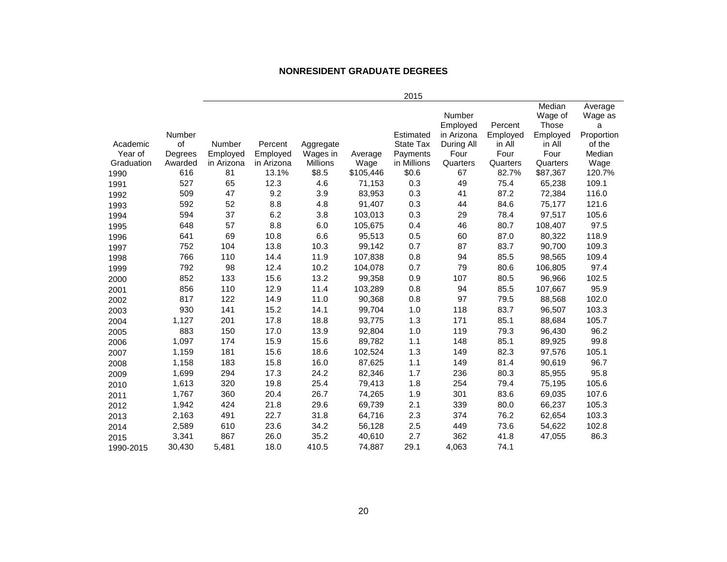## NONRESIDENT GRADUATE DEGREES

| Academic Year of Graduation | Number of Degrees Awarded | 2015 | | | | | | | | |
|---|---|---|---|---|---|---|---|---|---|---|
| | | Number Employed in Arizona | Percent Employed in Arizona | Aggregate Wages in Millions | Average Wage | Estimated State Tax Payments in Millions | Number Employed in Arizona During All Four Quarters | Percent Employed in All Four Quarters | Median Wage of Those Employed in All Four Quarters | Average Wage as a Proportion of the Median Wage |
| 1990 | 616 | 81 | 13.1% | $8.5 | $105,446 | $0.6 | 67 | 82.7% | $87,367 | 120.7% |
| 1991 | 527 | 65 | 12.3 | 4.6 | 71,153 | 0.3 | 49 | 75.4 | 65,238 | 109.1 |
| 1992 | 509 | 47 | 9.2 | 3.9 | 83,953 | 0.3 | 41 | 87.2 | 72,384 | 116.0 |
| 1993 | 592 | 52 | 8.8 | 4.8 | 91,407 | 0.3 | 44 | 84.6 | 75,177 | 121.6 |
| 1994 | 594 | 37 | 6.2 | 3.8 | 103,013 | 0.3 | 29 | 78.4 | 97,517 | 105.6 |
| 1995 | 648 | 57 | 8.8 | 6.0 | 105,675 | 0.4 | 46 | 80.7 | 108,407 | 97.5 |
| 1996 | 641 | 69 | 10.8 | 6.6 | 95,513 | 0.5 | 60 | 87.0 | 80,322 | 118.9 |
| 1997 | 752 | 104 | 13.8 | 10.3 | 99,142 | 0.7 | 87 | 83.7 | 90,700 | 109.3 |
| 1998 | 766 | 110 | 14.4 | 11.9 | 107,838 | 0.8 | 94 | 85.5 | 98,565 | 109.4 |
| 1999 | 792 | 98 | 12.4 | 10.2 | 104,078 | 0.7 | 79 | 80.6 | 106,805 | 97.4 |
| 2000 | 852 | 133 | 15.6 | 13.2 | 99,358 | 0.9 | 107 | 80.5 | 96,966 | 102.5 |
| 2001 | 856 | 110 | 12.9 | 11.4 | 103,289 | 0.8 | 94 | 85.5 | 107,667 | 95.9 |
| 2002 | 817 | 122 | 14.9 | 11.0 | 90,368 | 0.8 | 97 | 79.5 | 88,568 | 102.0 |
| 2003 | 930 | 141 | 15.2 | 14.1 | 99,704 | 1.0 | 118 | 83.7 | 96,507 | 103.3 |
| 2004 | 1,127 | 201 | 17.8 | 18.8 | 93,775 | 1.3 | 171 | 85.1 | 88,684 | 105.7 |
| 2005 | 883 | 150 | 17.0 | 13.9 | 92,804 | 1.0 | 119 | 79.3 | 96,430 | 96.2 |
| 2006 | 1,097 | 174 | 15.9 | 15.6 | 89,782 | 1.1 | 148 | 85.1 | 89,925 | 99.8 |
| 2007 | 1,159 | 181 | 15.6 | 18.6 | 102,524 | 1.3 | 149 | 82.3 | 97,576 | 105.1 |
| 2008 | 1,158 | 183 | 15.8 | 16.0 | 87,625 | 1.1 | 149 | 81.4 | 90,619 | 96.7 |
| 2009 | 1,699 | 294 | 17.3 | 24.2 | 82,346 | 1.7 | 236 | 80.3 | 85,955 | 95.8 |
| 2010 | 1,613 | 320 | 19.8 | 25.4 | 79,413 | 1.8 | 254 | 79.4 | 75,195 | 105.6 |
| 2011 | 1,767 | 360 | 20.4 | 26.7 | 74,265 | 1.9 | 301 | 83.6 | 69,035 | 107.6 |
| 2012 | 1,942 | 424 | 21.8 | 29.6 | 69,739 | 2.1 | 339 | 80.0 | 66,237 | 105.3 |
| 2013 | 2,163 | 491 | 22.7 | 31.8 | 64,716 | 2.3 | 374 | 76.2 | 62,654 | 103.3 |
| 2014 | 2,589 | 610 | 23.6 | 34.2 | 56,128 | 2.5 | 449 | 73.6 | 54,622 | 102.8 |
| 2015 | 3,341 | 867 | 26.0 | 35.2 | 40,610 | 2.7 | 362 | 41.8 | 47,055 | 86.3 |
| 1990-2015 | 30,430 | 5,481 | 18.0 | 410.5 | 74,887 | 29.1 | 4,063 | 74.1 | | |